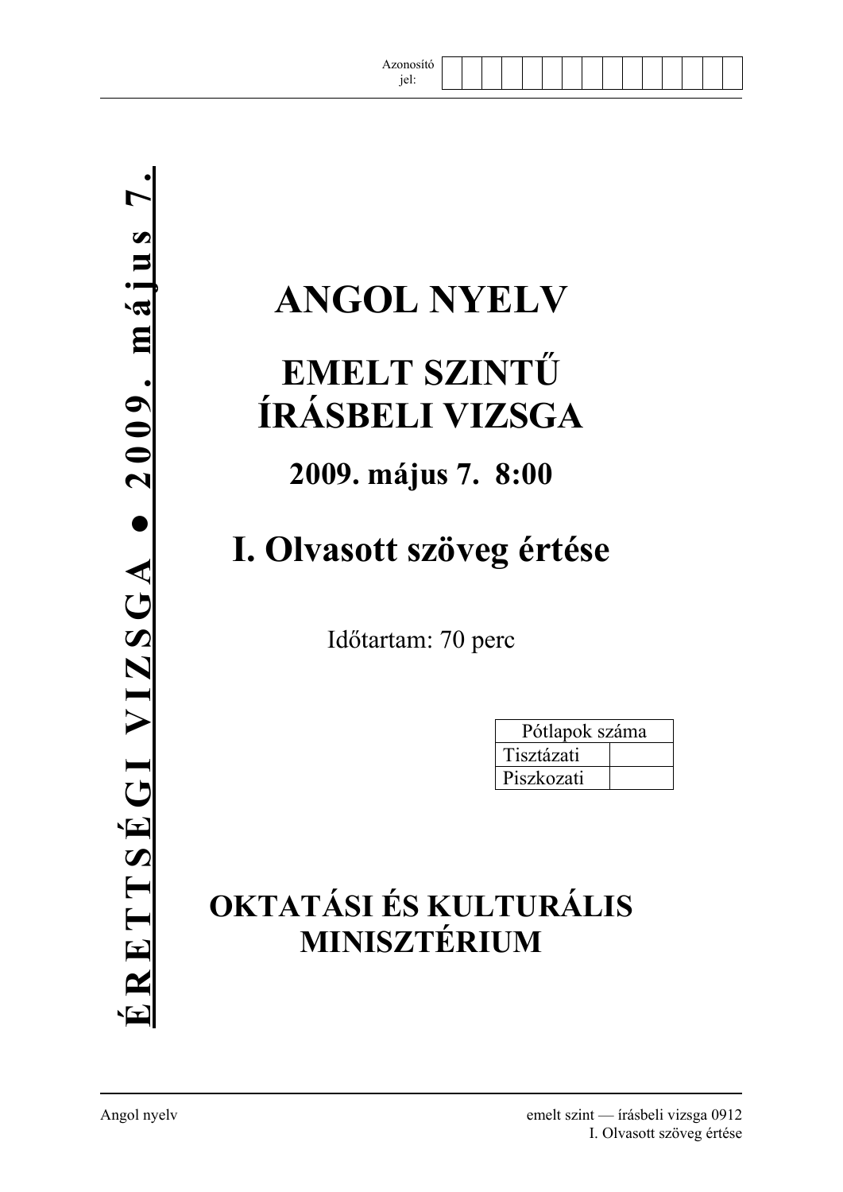Azonosító jel:

**ÉRETTSÉGI VIZSGA ● 2009. május 7.**

# ANGOL NYELV

## EMELT SZINTŰ ÍRÁSBELI VIZSGA

### 2009. május 7. 8:00

## I. Olvasott szöveg értése

Időtartam: 70 perc

| Pótlapok száma | |
|---|---|
| Tisztázati | |
| Piszkozati | |

## OKTATÁSI ÉS KULTURÁLIS MINISZTÉRIUM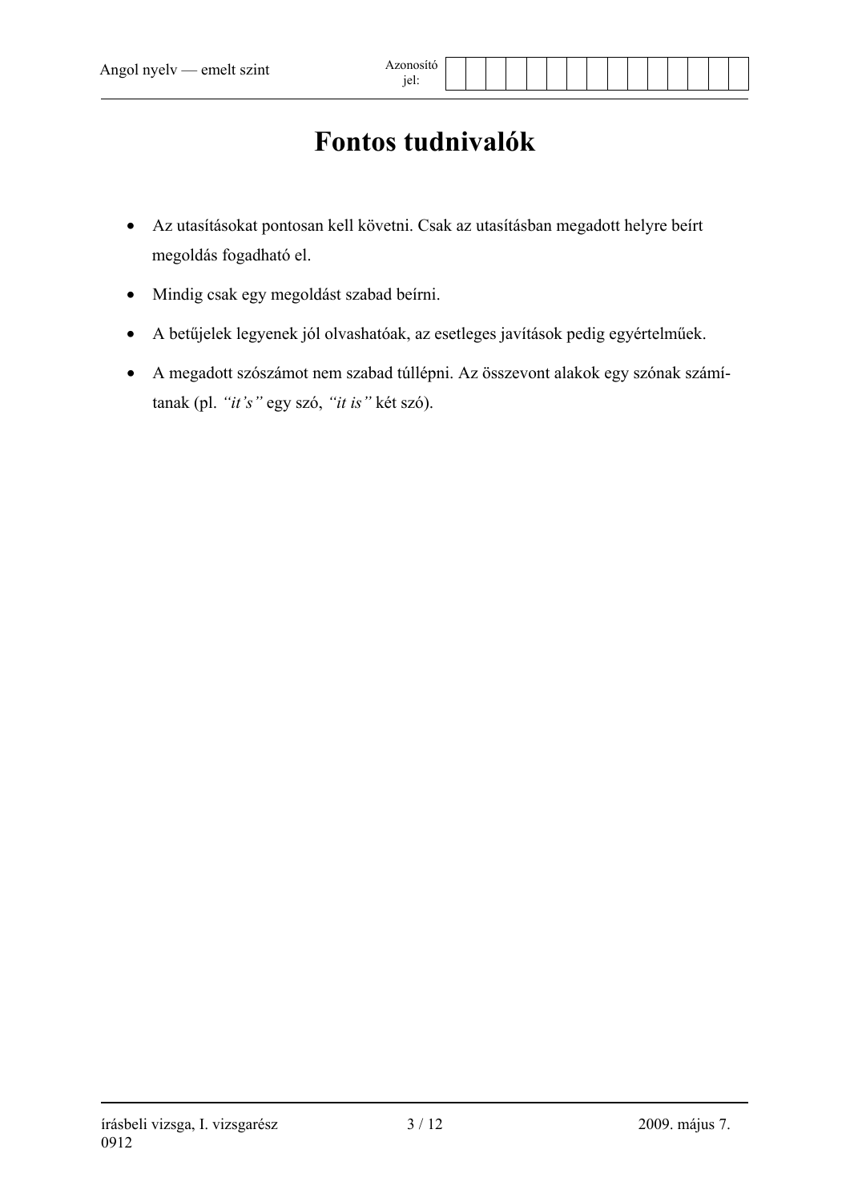# Fontos tudnivalók

- Az utasításokat pontosan kell követni. Csak az utasításban megadott helyre beírt megoldás fogadható el.
- Mindig csak egy megoldást szabad beírni.
- A betűjelek legyenek jól olvashatóak, az esetleges javítások pedig egyértelműek.
- A megadott szószámot nem szabad túllépni. Az összevont alakok egy szónak számítanak (pl. *"it's"* egy szó, *"it is"* két szó).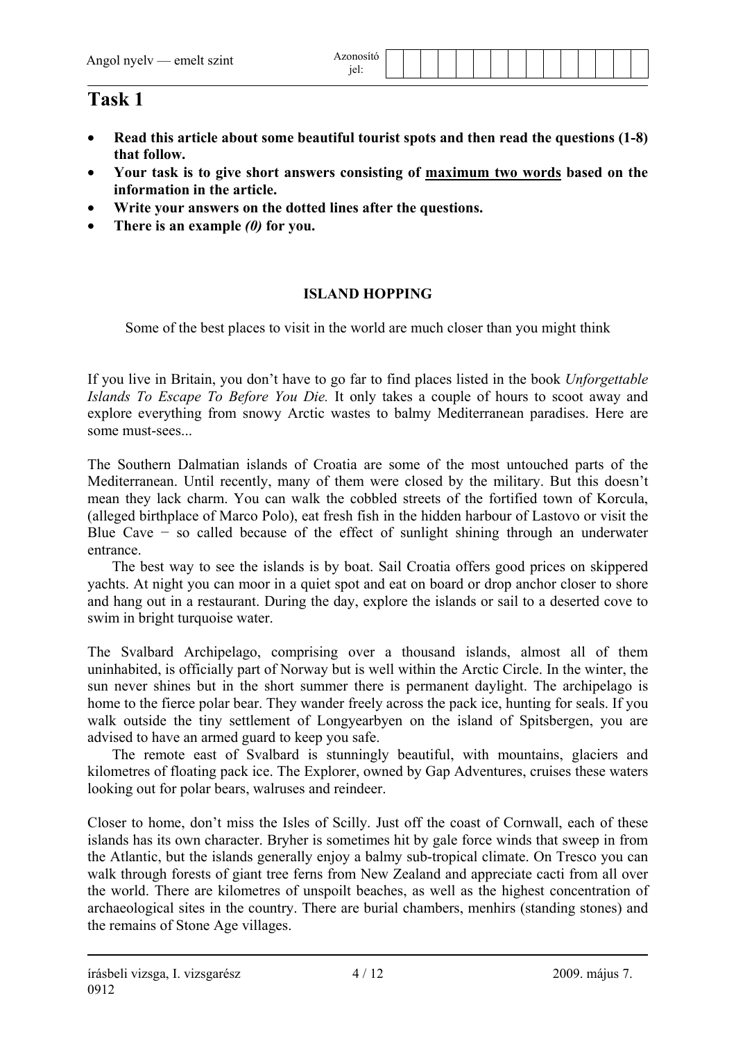# Task 1

- **Read this article about some beautiful tourist spots and then read the questions (1-8) that follow.**
- **Your task is to give short answers consisting of <u>maximum two words</u> based on the information in the article.**
- **Write your answers on the dotted lines after the questions.**
- **There is an example *(0)* for you.**

## ISLAND HOPPING

Some of the best places to visit in the world are much closer than you might think

If you live in Britain, you don't have to go far to find places listed in the book *Unforgettable Islands To Escape To Before You Die.* It only takes a couple of hours to scoot away and explore everything from snowy Arctic wastes to balmy Mediterranean paradises. Here are some must-sees...

The Southern Dalmatian islands of Croatia are some of the most untouched parts of the Mediterranean. Until recently, many of them were closed by the military. But this doesn't mean they lack charm. You can walk the cobbled streets of the fortified town of Korcula, (alleged birthplace of Marco Polo), eat fresh fish in the hidden harbour of Lastovo or visit the Blue Cave − so called because of the effect of sunlight shining through an underwater entrance.

The best way to see the islands is by boat. Sail Croatia offers good prices on skippered yachts. At night you can moor in a quiet spot and eat on board or drop anchor closer to shore and hang out in a restaurant. During the day, explore the islands or sail to a deserted cove to swim in bright turquoise water.

The Svalbard Archipelago, comprising over a thousand islands, almost all of them uninhabited, is officially part of Norway but is well within the Arctic Circle. In the winter, the sun never shines but in the short summer there is permanent daylight. The archipelago is home to the fierce polar bear. They wander freely across the pack ice, hunting for seals. If you walk outside the tiny settlement of Longyearbyen on the island of Spitsbergen, you are advised to have an armed guard to keep you safe.

The remote east of Svalbard is stunningly beautiful, with mountains, glaciers and kilometres of floating pack ice. The Explorer, owned by Gap Adventures, cruises these waters looking out for polar bears, walruses and reindeer.

Closer to home, don't miss the Isles of Scilly. Just off the coast of Cornwall, each of these islands has its own character. Bryher is sometimes hit by gale force winds that sweep in from the Atlantic, but the islands generally enjoy a balmy sub-tropical climate. On Tresco you can walk through forests of giant tree ferns from New Zealand and appreciate cacti from all over the world. There are kilometres of unspoilt beaches, as well as the highest concentration of archaeological sites in the country. There are burial chambers, menhirs (standing stones) and the remains of Stone Age villages.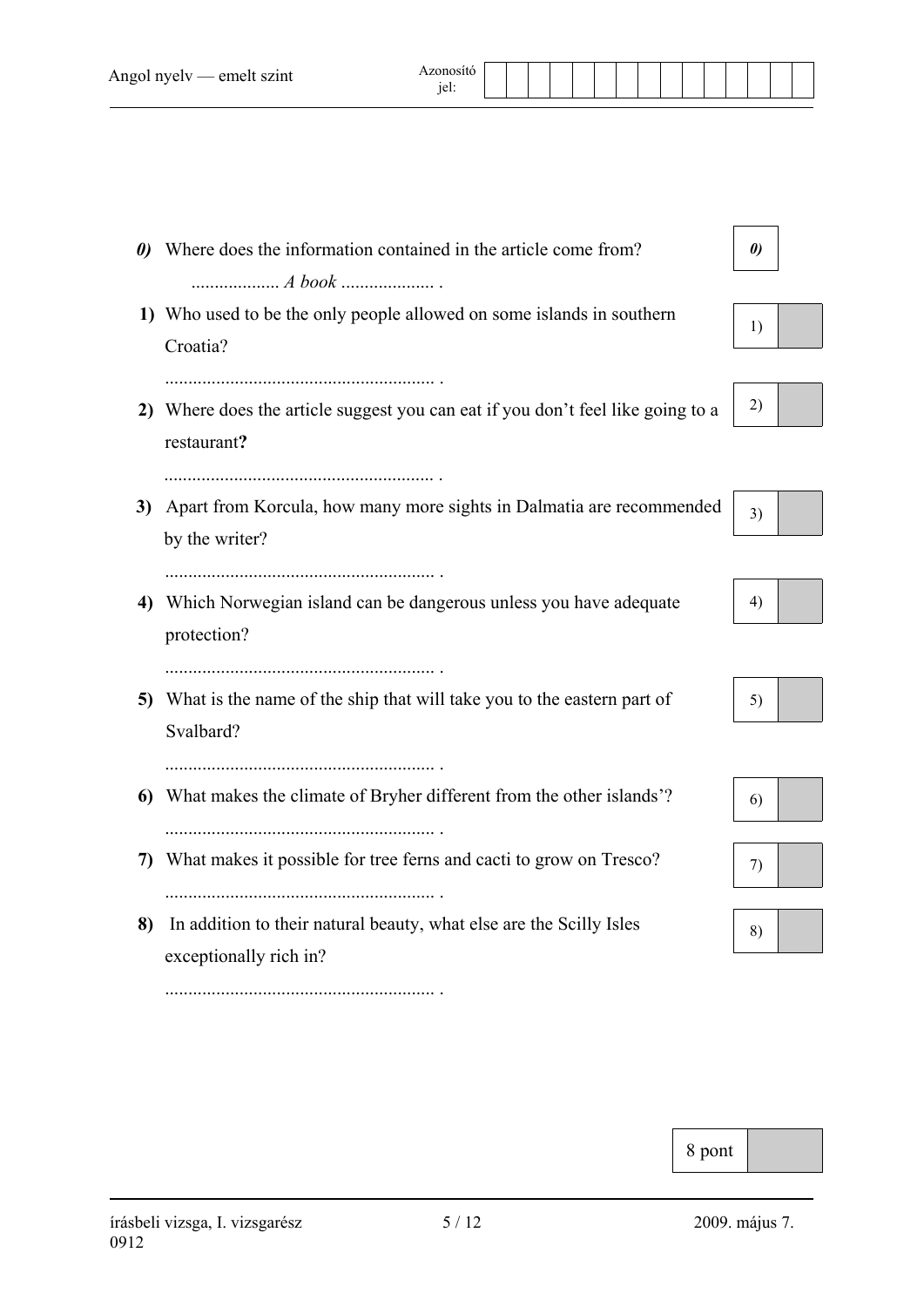***0)*** Where does the information contained in the article come from?

.................. *A book* .................... .

**1)** Who used to be the only people allowed on some islands in southern Croatia?

.......................................................... .

**2)** Where does the article suggest you can eat if you don't feel like going to a restaurant**?**

.......................................................... .

**3)** Apart from Korcula, how many more sights in Dalmatia are recommended by the writer?

.......................................................... .

**4)** Which Norwegian island can be dangerous unless you have adequate protection?

.......................................................... .

**5)** What is the name of the ship that will take you to the eastern part of Svalbard?

.......................................................... .

**6)** What makes the climate of Bryher different from the other islands'?

.......................................................... .

**7)** What makes it possible for tree ferns and cacti to grow on Tresco?

.......................................................... .

**8)** In addition to their natural beauty, what else are the Scilly Isles exceptionally rich in?

.......................................................... .

| 8 pont | |
|---|---|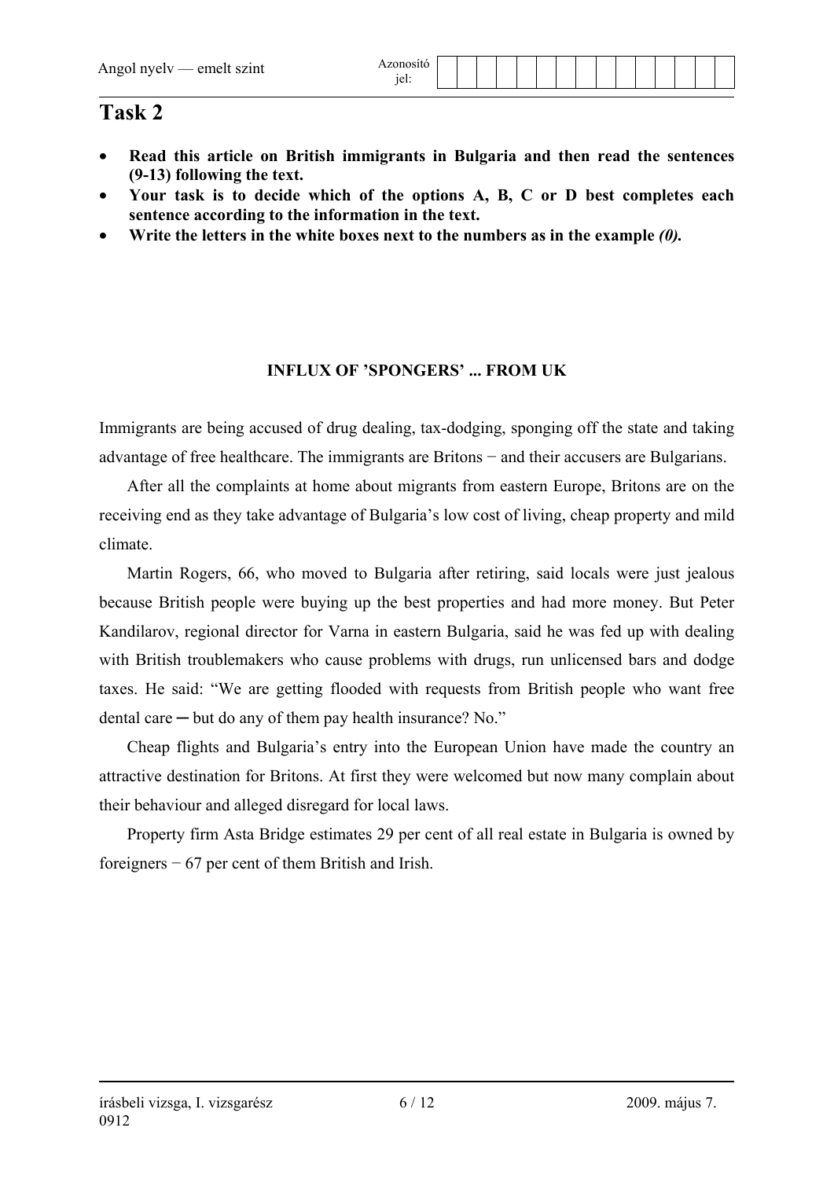# Task 2

- **Read this article on British immigrants in Bulgaria and then read the sentences (9-13) following the text.**
- **Your task is to decide which of the options A, B, C or D best completes each sentence according to the information in the text.**
- **Write the letters in the white boxes next to the numbers as in the example *(0).***

### INFLUX OF 'SPONGERS' ... FROM UK

Immigrants are being accused of drug dealing, tax-dodging, sponging off the state and taking advantage of free healthcare. The immigrants are Britons − and their accusers are Bulgarians.

After all the complaints at home about migrants from eastern Europe, Britons are on the receiving end as they take advantage of Bulgaria's low cost of living, cheap property and mild climate.

Martin Rogers, 66, who moved to Bulgaria after retiring, said locals were just jealous because British people were buying up the best properties and had more money. But Peter Kandilarov, regional director for Varna in eastern Bulgaria, said he was fed up with dealing with British troublemakers who cause problems with drugs, run unlicensed bars and dodge taxes. He said: "We are getting flooded with requests from British people who want free dental care ─ but do any of them pay health insurance? No."

Cheap flights and Bulgaria's entry into the European Union have made the country an attractive destination for Britons. At first they were welcomed but now many complain about their behaviour and alleged disregard for local laws.

Property firm Asta Bridge estimates 29 per cent of all real estate in Bulgaria is owned by foreigners − 67 per cent of them British and Irish.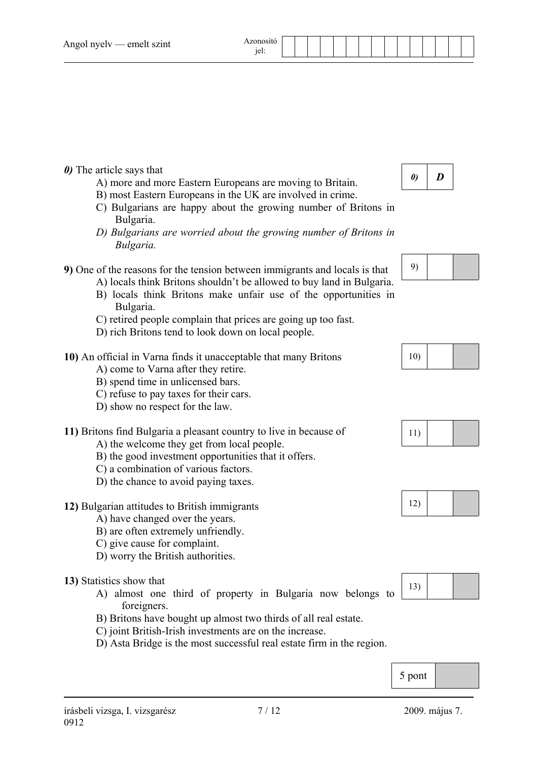***0)*** The article says that

A) more and more Eastern Europeans are moving to Britain.
B) most Eastern Europeans in the UK are involved in crime.
C) Bulgarians are happy about the growing number of Britons in Bulgaria.
*D) Bulgarians are worried about the growing number of Britons in Bulgaria.*

| *0)* | ***D*** |
|---|---|

**9)** One of the reasons for the tension between immigrants and locals is that

A) locals think Britons shouldn't be allowed to buy land in Bulgaria.
B) locals think Britons make unfair use of the opportunities in Bulgaria.
C) retired people complain that prices are going up too fast.
D) rich Britons tend to look down on local people.

| 9) | | |
|---|---|---|

**10)** An official in Varna finds it unacceptable that many Britons

A) come to Varna after they retire.
B) spend time in unlicensed bars.
C) refuse to pay taxes for their cars.
D) show no respect for the law.

| 10) | | |
|---|---|---|

**11)** Britons find Bulgaria a pleasant country to live in because of

A) the welcome they get from local people.
B) the good investment opportunities that it offers.
C) a combination of various factors.
D) the chance to avoid paying taxes.

| 11) | | |
|---|---|---|

**12)** Bulgarian attitudes to British immigrants

A) have changed over the years.
B) are often extremely unfriendly.
C) give cause for complaint.
D) worry the British authorities.

| 12) | | |
|---|---|---|

**13)** Statistics show that

A) almost one third of property in Bulgaria now belongs to foreigners.
B) Britons have bought up almost two thirds of all real estate.
C) joint British-Irish investments are on the increase.
D) Asta Bridge is the most successful real estate firm in the region.

| 13) | | |
|---|---|---|

| 5 pont | |
|---|---|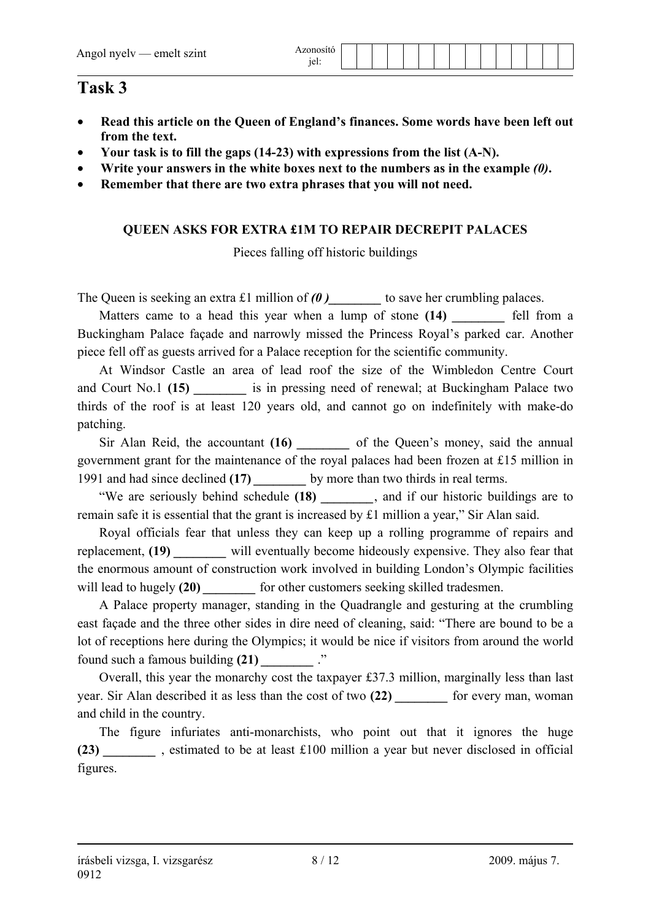# Task 3

- **Read this article on the Queen of England's finances. Some words have been left out from the text.**
- **Your task is to fill the gaps (14-23) with expressions from the list (A-N).**
- **Write your answers in the white boxes next to the numbers as in the example *(0)*.**
- **Remember that there are two extra phrases that you will not need.**

**QUEEN ASKS FOR EXTRA £1M TO REPAIR DECREPIT PALACES**

Pieces falling off historic buildings

The Queen is seeking an extra £1 million of ***(0 )*\_\_\_\_\_\_\_\_** to save her crumbling palaces.

Matters came to a head this year when a lump of stone **(14) \_\_\_\_\_\_\_\_** fell from a Buckingham Palace façade and narrowly missed the Princess Royal's parked car. Another piece fell off as guests arrived for a Palace reception for the scientific community.

At Windsor Castle an area of lead roof the size of the Wimbledon Centre Court and Court No.1 **(15) \_\_\_\_\_\_\_\_** is in pressing need of renewal; at Buckingham Palace two thirds of the roof is at least 120 years old, and cannot go on indefinitely with make-do patching.

Sir Alan Reid, the accountant **(16) \_\_\_\_\_\_\_\_** of the Queen's money, said the annual government grant for the maintenance of the royal palaces had been frozen at £15 million in 1991 and had since declined **(17) \_\_\_\_\_\_\_\_** by more than two thirds in real terms.

"We are seriously behind schedule **(18) \_\_\_\_\_\_\_\_**, and if our historic buildings are to remain safe it is essential that the grant is increased by £1 million a year," Sir Alan said.

Royal officials fear that unless they can keep up a rolling programme of repairs and replacement, **(19) \_\_\_\_\_\_\_\_** will eventually become hideously expensive. They also fear that the enormous amount of construction work involved in building London's Olympic facilities will lead to hugely **(20) \_\_\_\_\_\_\_\_** for other customers seeking skilled tradesmen.

A Palace property manager, standing in the Quadrangle and gesturing at the crumbling east façade and the three other sides in dire need of cleaning, said: "There are bound to be a lot of receptions here during the Olympics; it would be nice if visitors from around the world found such a famous building **(21) \_\_\_\_\_\_\_\_** ."

Overall, this year the monarchy cost the taxpayer £37.3 million, marginally less than last year. Sir Alan described it as less than the cost of two **(22) \_\_\_\_\_\_\_\_** for every man, woman and child in the country.

The figure infuriates anti-monarchists, who point out that it ignores the huge **(23) \_\_\_\_\_\_\_\_** , estimated to be at least £100 million a year but never disclosed in official figures.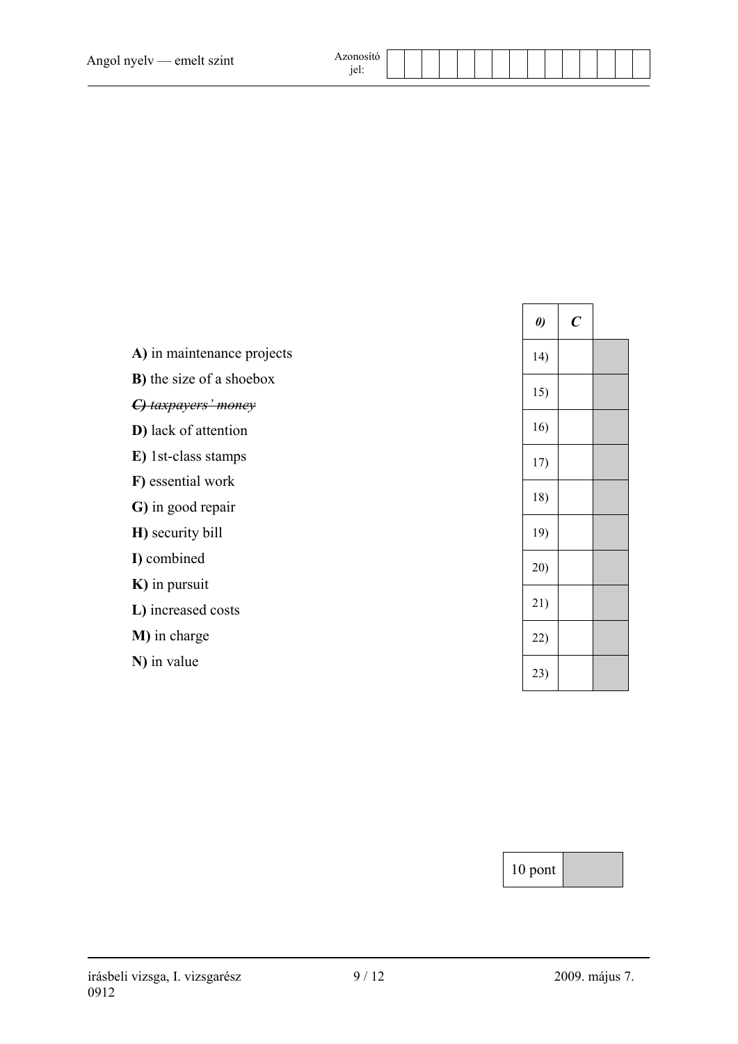**A)** in maintenance projects

**B)** the size of a shoebox

~~***C)** taxpayers' money*~~

**D)** lack of attention

**E)** 1st-class stamps

**F)** essential work

**G)** in good repair

**H)** security bill

**I)** combined

**K)** in pursuit

**L)** increased costs

**M)** in charge

**N)** in value

| *0)* | ***C*** | |
|---|---|---|
| 14) | | |
| 15) | | |
| 16) | | |
| 17) | | |
| 18) | | |
| 19) | | |
| 20) | | |
| 21) | | |
| 22) | | |
| 23) | | |

| 10 pont | |
|---|---|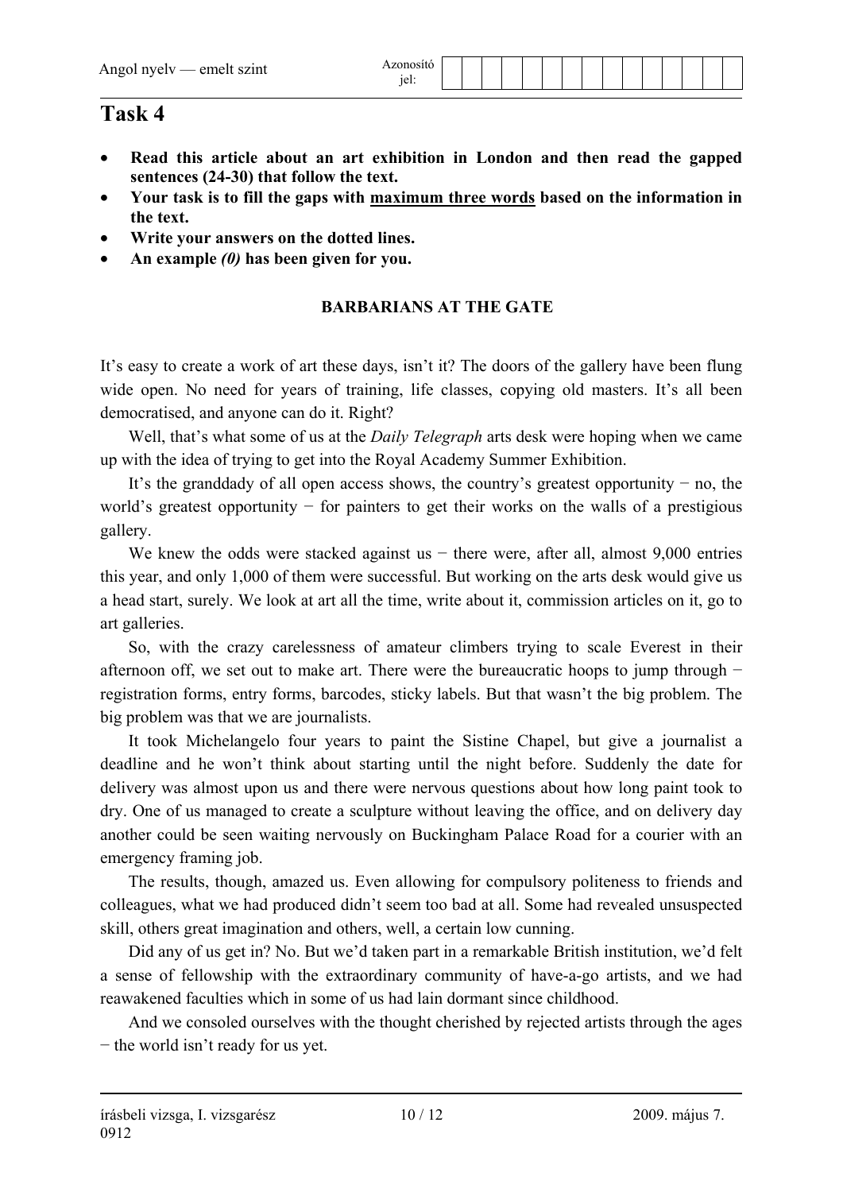# Task 4

- **Read this article about an art exhibition in London and then read the gapped sentences (24-30) that follow the text.**
- **Your task is to fill the gaps with <u>maximum three words</u> based on the information in the text.**
- **Write your answers on the dotted lines.**
- **An example *(0)* has been given for you.**

### BARBARIANS AT THE GATE

It's easy to create a work of art these days, isn't it? The doors of the gallery have been flung wide open. No need for years of training, life classes, copying old masters. It's all been democratised, and anyone can do it. Right?

Well, that's what some of us at the *Daily Telegraph* arts desk were hoping when we came up with the idea of trying to get into the Royal Academy Summer Exhibition.

It's the granddady of all open access shows, the country's greatest opportunity − no, the world's greatest opportunity − for painters to get their works on the walls of a prestigious gallery.

We knew the odds were stacked against us − there were, after all, almost 9,000 entries this year, and only 1,000 of them were successful. But working on the arts desk would give us a head start, surely. We look at art all the time, write about it, commission articles on it, go to art galleries.

So, with the crazy carelessness of amateur climbers trying to scale Everest in their afternoon off, we set out to make art. There were the bureaucratic hoops to jump through − registration forms, entry forms, barcodes, sticky labels. But that wasn't the big problem. The big problem was that we are journalists.

It took Michelangelo four years to paint the Sistine Chapel, but give a journalist a deadline and he won't think about starting until the night before. Suddenly the date for delivery was almost upon us and there were nervous questions about how long paint took to dry. One of us managed to create a sculpture without leaving the office, and on delivery day another could be seen waiting nervously on Buckingham Palace Road for a courier with an emergency framing job.

The results, though, amazed us. Even allowing for compulsory politeness to friends and colleagues, what we had produced didn't seem too bad at all. Some had revealed unsuspected skill, others great imagination and others, well, a certain low cunning.

Did any of us get in? No. But we'd taken part in a remarkable British institution, we'd felt a sense of fellowship with the extraordinary community of have-a-go artists, and we had reawakened faculties which in some of us had lain dormant since childhood.

And we consoled ourselves with the thought cherished by rejected artists through the ages − the world isn't ready for us yet.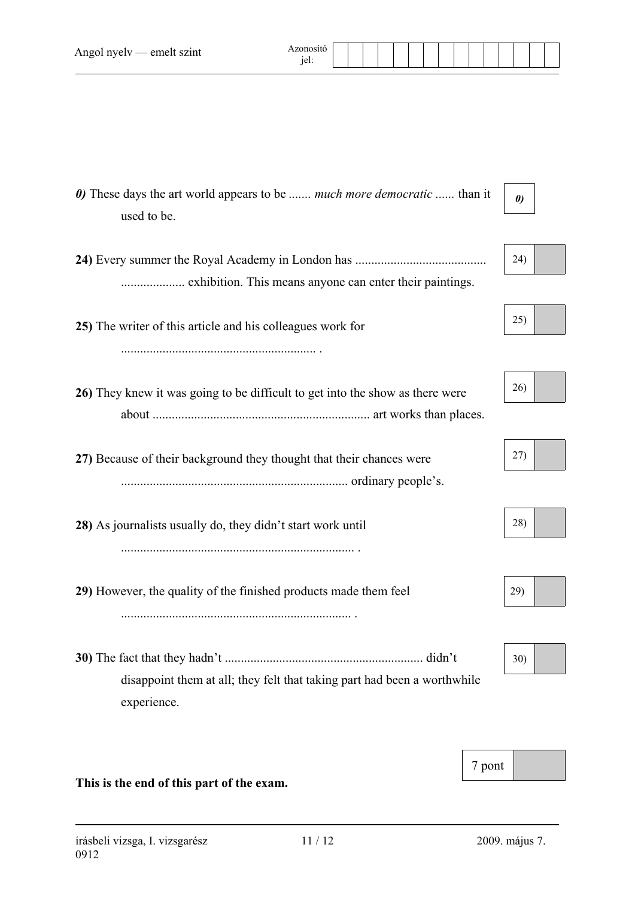***0)*** These days the art world appears to be ....... *much more democratic* ...... than it used to be. | 0)

**24)** Every summer the Royal Academy in London has ......................................... .................... exhibition. This means anyone can enter their paintings. | 24)

**25)** The writer of this article and his colleagues work for ............................................................ . | 25)

**26)** They knew it was going to be difficult to get into the show as there were about .................................................................... art works than places. | 26)

**27)** Because of their background they thought that their chances were ....................................................................... ordinary people's. | 27)

**28)** As journalists usually do, they didn't start work until ......................................................................... . | 28)

**29)** However, the quality of the finished products made them feel ........................................................................ . | 29)

**30)** The fact that they hadn't .............................................................. didn't disappoint them at all; they felt that taking part had been a worthwhile experience. | 30)

7 pont

**This is the end of this part of the exam.**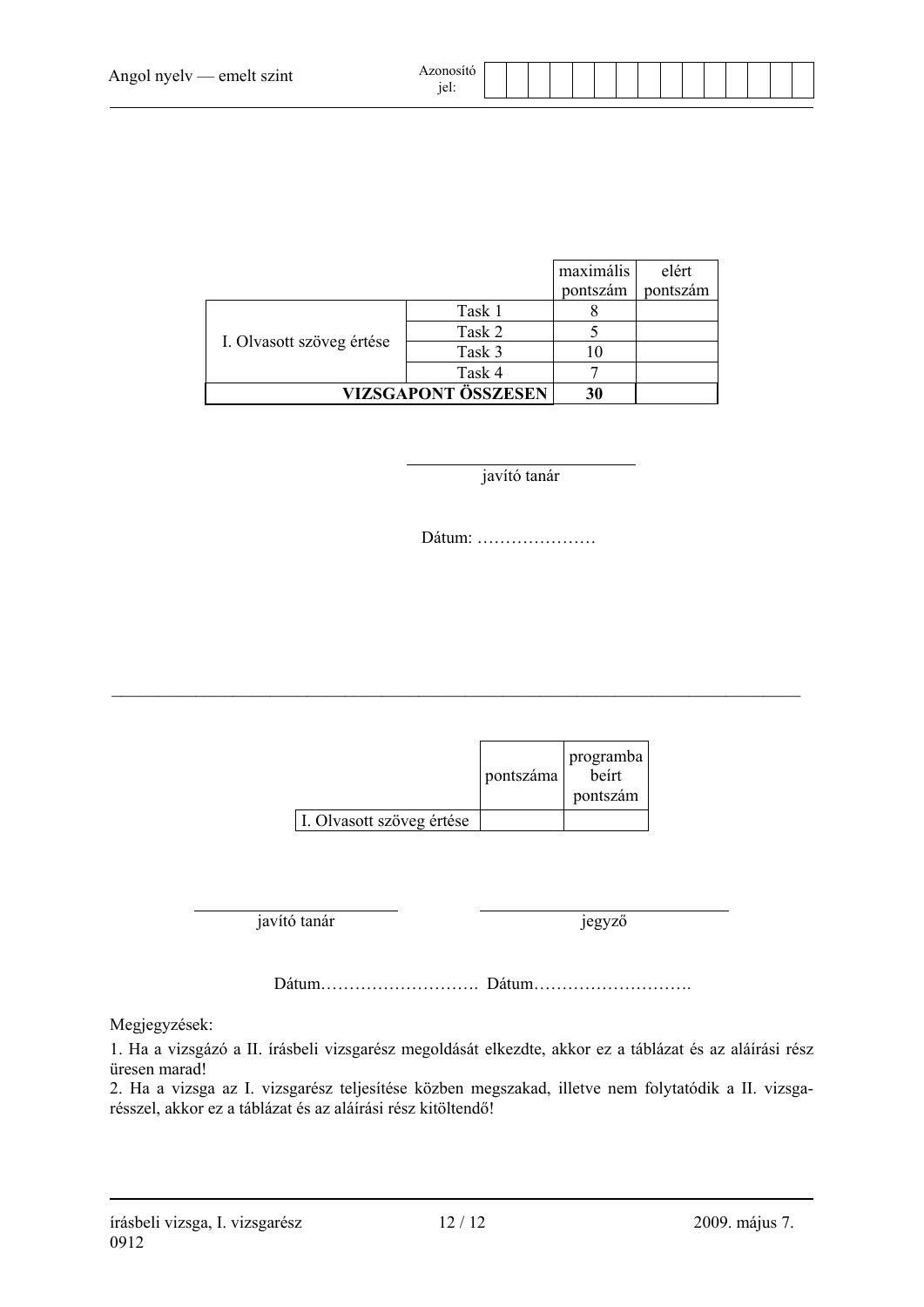| | | maximális pontszám | elért pontszám |
|---|---|---|---|
| I. Olvasott szöveg értése | Task 1 | 8 | |
| | Task 2 | 5 | |
| | Task 3 | 10 | |
| | Task 4 | 7 | |
| **VIZSGAPONT ÖSSZESEN** | | **30** | |

javító tanár

Dátum: …………………

---

| | pontszáma | programba beírt pontszám |
|---|---|---|
| I. Olvasott szöveg értése | | |

javító tanár — jegyző

Dátum………………………. Dátum……………………….

Megjegyzések:

1. Ha a vizsgázó a II. írásbeli vizsgarész megoldását elkezdte, akkor ez a táblázat és az aláírási rész üresen marad!
2. Ha a vizsga az I. vizsgarész teljesítése közben megszakad, illetve nem folytatódik a II. vizsgarésszel, akkor ez a táblázat és az aláírási rész kitöltendő!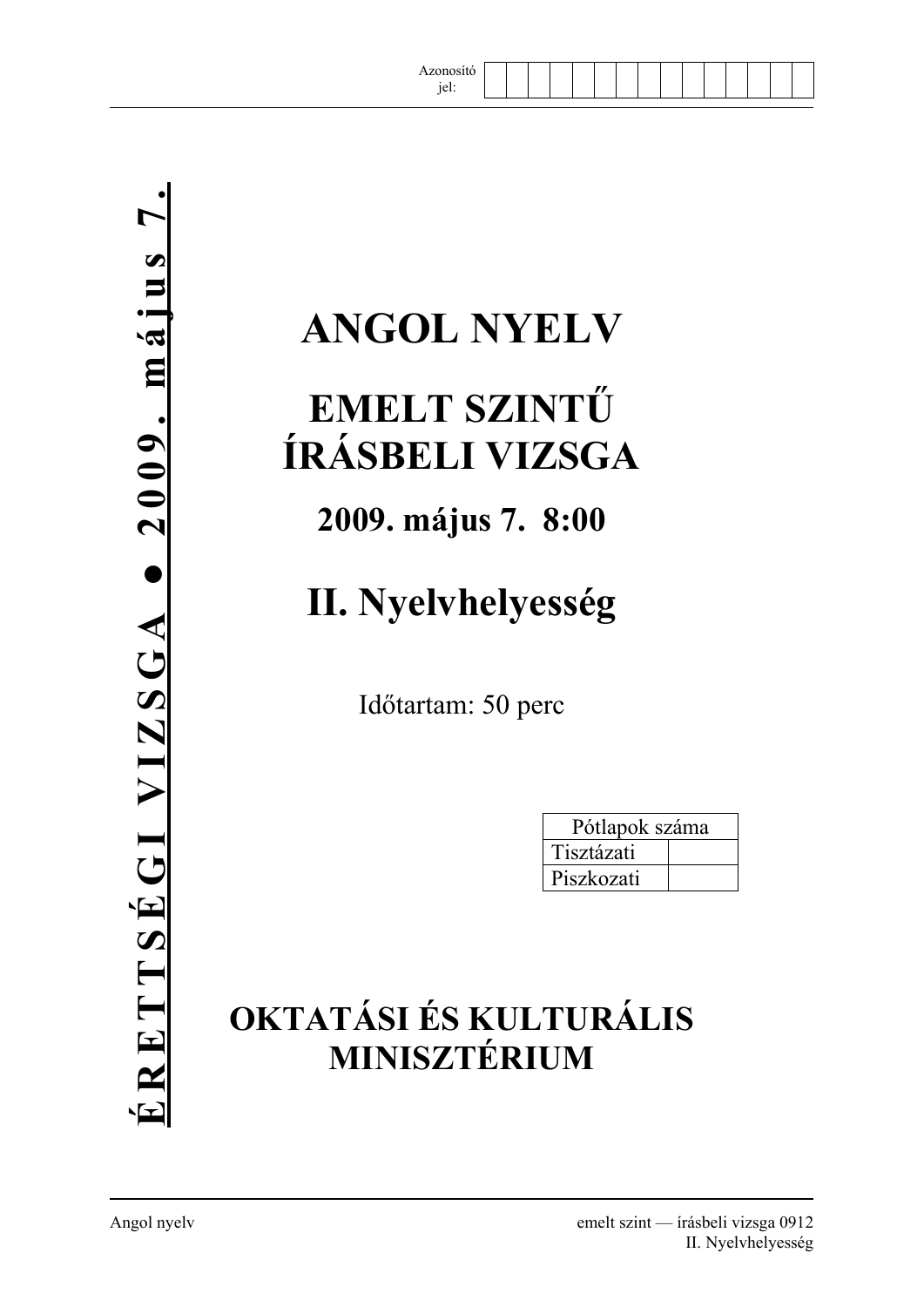Azonosító jel:

**ÉRETTSÉGI VIZSGA • 2009. május 7.**

# ANGOL NYELV

# EMELT SZINTŰ ÍRÁSBELI VIZSGA

## 2009. május 7. 8:00

# II. Nyelvhelyesség

Időtartam: 50 perc

| Pótlapok száma | |
|---|---|
| Tisztázati | |
| Piszkozati | |

## OKTATÁSI ÉS KULTURÁLIS MINISZTÉRIUM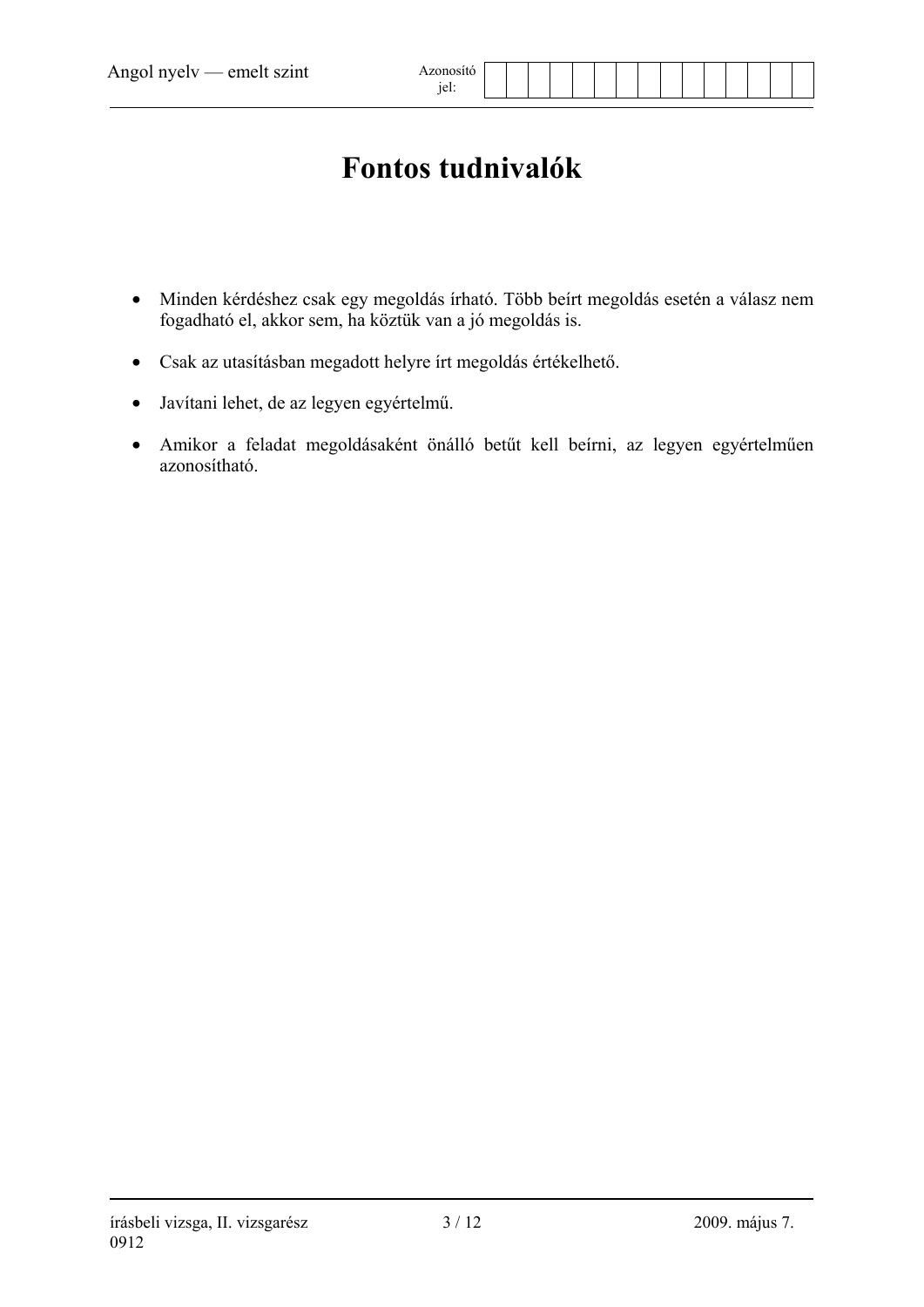# Fontos tudnivalók

- Minden kérdéshez csak egy megoldás írható. Több beírt megoldás esetén a válasz nem fogadható el, akkor sem, ha köztük van a jó megoldás is.
- Csak az utasításban megadott helyre írt megoldás értékelhető.
- Javítani lehet, de az legyen egyértelmű.
- Amikor a feladat megoldásaként önálló betűt kell beírni, az legyen egyértelműen azonosítható.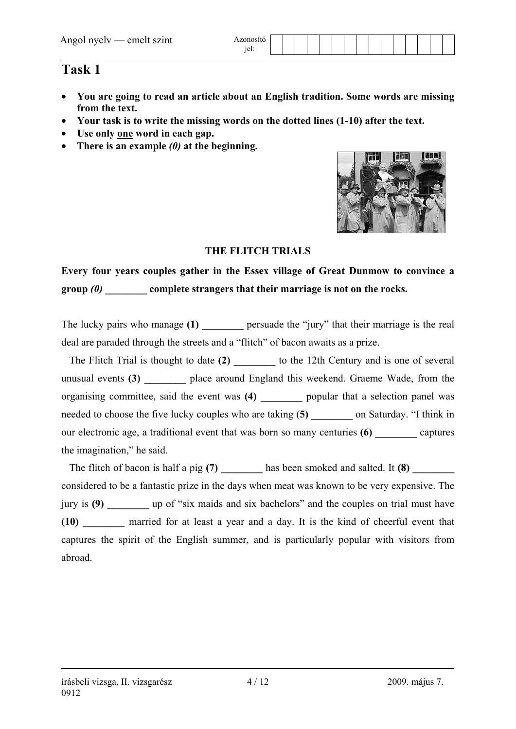# Task 1

- **You are going to read an article about an English tradition. Some words are missing from the text.**
- **Your task is to write the missing words on the dotted lines (1-10) after the text.**
- **Use only one word in each gap.**
- **There is an example *(0)* at the beginning.**

**THE FLITCH TRIALS**

**Every four years couples gather in the Essex village of Great Dunmow to convince a group *(0)* ________ complete strangers that their marriage is not on the rocks.**

The lucky pairs who manage **(1) ________** persuade the "jury" that their marriage is the real deal are paraded through the streets and a "flitch" of bacon awaits as a prize.

The Flitch Trial is thought to date **(2) ________** to the 12th Century and is one of several unusual events **(3) ________** place around England this weekend. Graeme Wade, from the organising committee, said the event was **(4) ________** popular that a selection panel was needed to choose the five lucky couples who are taking (**5) ________** on Saturday. "I think in our electronic age, a traditional event that was born so many centuries **(6) ________** captures the imagination," he said.

The flitch of bacon is half a pig **(7) ________** has been smoked and salted. It **(8) ________** considered to be a fantastic prize in the days when meat was known to be very expensive. The jury is **(9) ________** up of "six maids and six bachelors" and the couples on trial must have **(10) ________** married for at least a year and a day. It is the kind of cheerful event that captures the spirit of the English summer, and is particularly popular with visitors from abroad.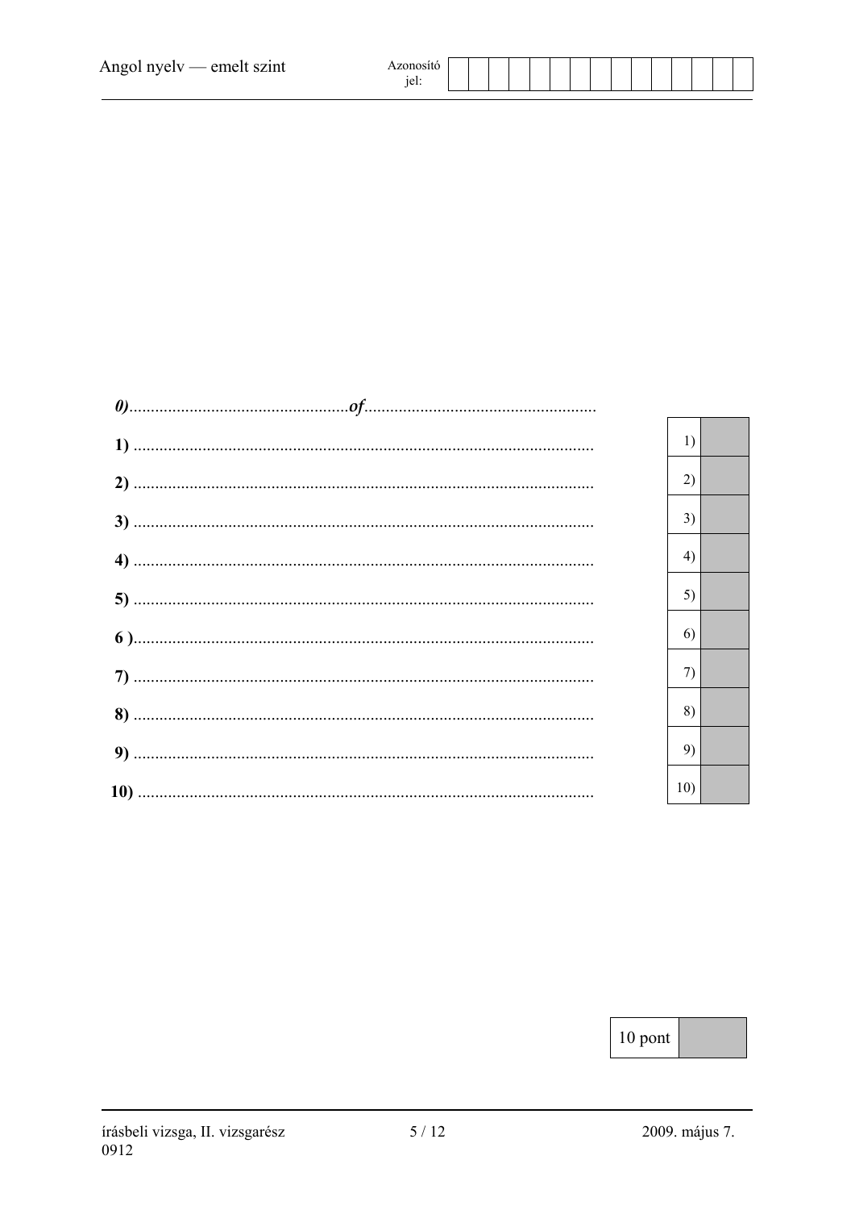*0)*..................................................*of*..................................................

**1)** ..........................................................................................................

**2)** ..........................................................................................................

**3)** ..........................................................................................................

**4)** ..........................................................................................................

**5)** ..........................................................................................................

**6 )**..........................................................................................................

**7)** ..........................................................................................................

**8)** ..........................................................................................................

**9)** ..........................................................................................................

**10)** ........................................................................................................

| | |
|---|---|
| 1) | |
| 2) | |
| 3) | |
| 4) | |
| 5) | |
| 6) | |
| 7) | |
| 8) | |
| 9) | |
| 10) | |

| | |
|---|---|
| 10 pont | |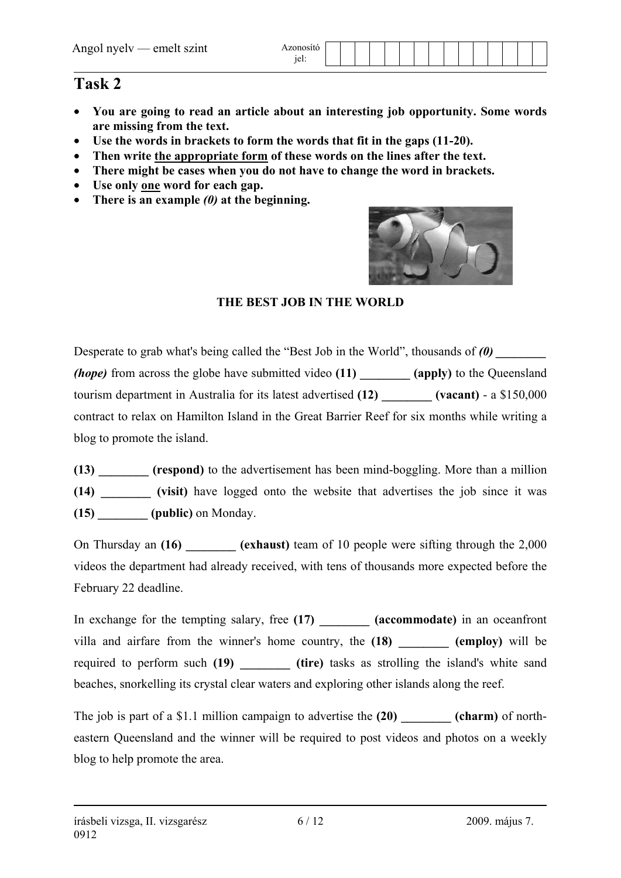# Task 2

- **You are going to read an article about an interesting job opportunity. Some words are missing from the text.**
- **Use the words in brackets to form the words that fit in the gaps (11-20).**
- **Then write the appropriate form of these words on the lines after the text.**
- **There might be cases when you do not have to change the word in brackets.**
- **Use only one word for each gap.**
- **There is an example *(0)* at the beginning.**

**THE BEST JOB IN THE WORLD**

Desperate to grab what's being called the "Best Job in the World", thousands of ***(0)* ________ *(hope)*** from across the globe have submitted video **(11) ________ (apply)** to the Queensland tourism department in Australia for its latest advertised **(12) ________ (vacant)** - a $150,000 contract to relax on Hamilton Island in the Great Barrier Reef for six months while writing a blog to promote the island.

**(13) ________ (respond)** to the advertisement has been mind-boggling. More than a million **(14) ________ (visit)** have logged onto the website that advertises the job since it was **(15) ________ (public)** on Monday.

On Thursday an **(16) ________ (exhaust)** team of 10 people were sifting through the 2,000 videos the department had already received, with tens of thousands more expected before the February 22 deadline.

In exchange for the tempting salary, free **(17) ________ (accommodate)** in an oceanfront villa and airfare from the winner's home country, the **(18) ________ (employ)** will be required to perform such **(19) ________ (tire)** tasks as strolling the island's white sand beaches, snorkelling its crystal clear waters and exploring other islands along the reef.

The job is part of a $1.1 million campaign to advertise the **(20) ________ (charm)** of north-eastern Queensland and the winner will be required to post videos and photos on a weekly blog to help promote the area.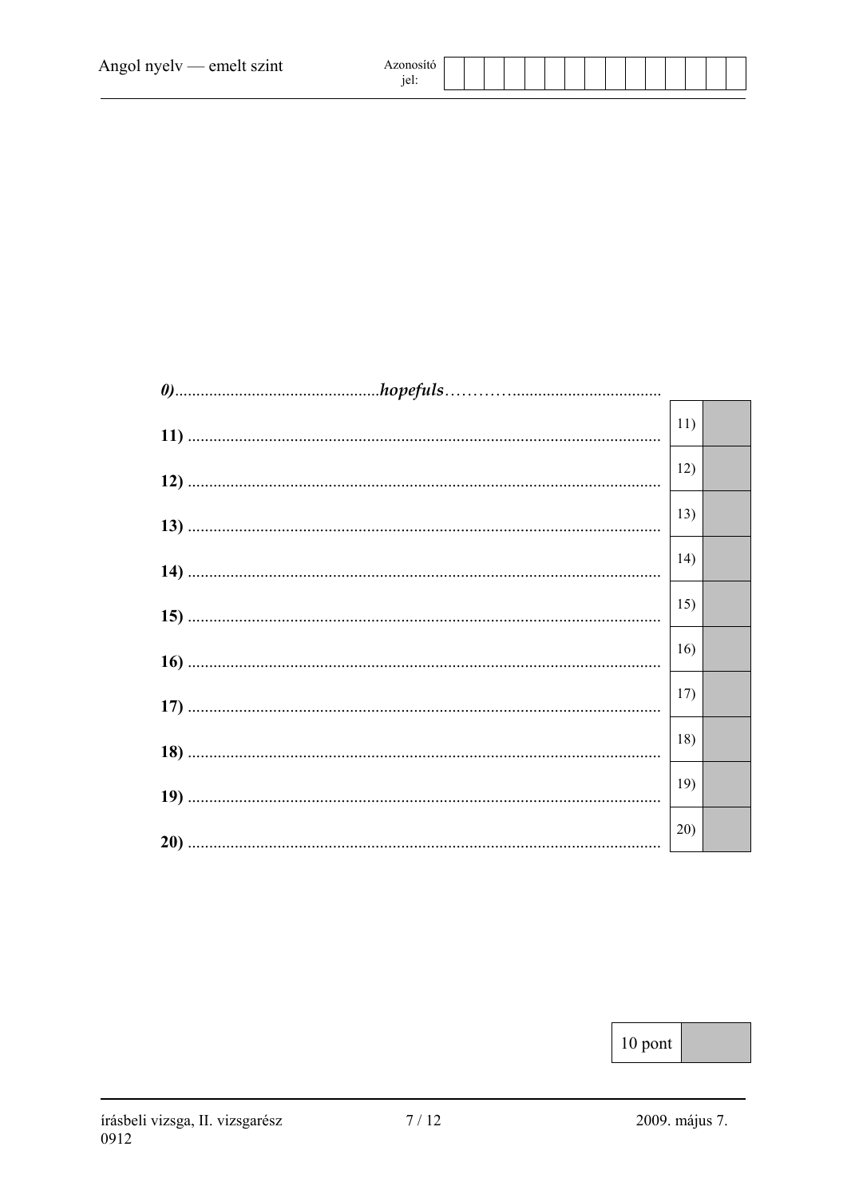*0)*................................................***hopefuls***……………..................................

**11)** .............................................................................................................. | 11) |

**12)** .............................................................................................................. | 12) |

**13)** .............................................................................................................. | 13) |

**14)** .............................................................................................................. | 14) |

**15)** .............................................................................................................. | 15) |

**16)** .............................................................................................................. | 16) |

**17)** .............................................................................................................. | 17) |

**18)** .............................................................................................................. | 18) |

**19)** .............................................................................................................. | 19) |

**20)** .............................................................................................................. | 20) |

| 10 pont | |
|---|---|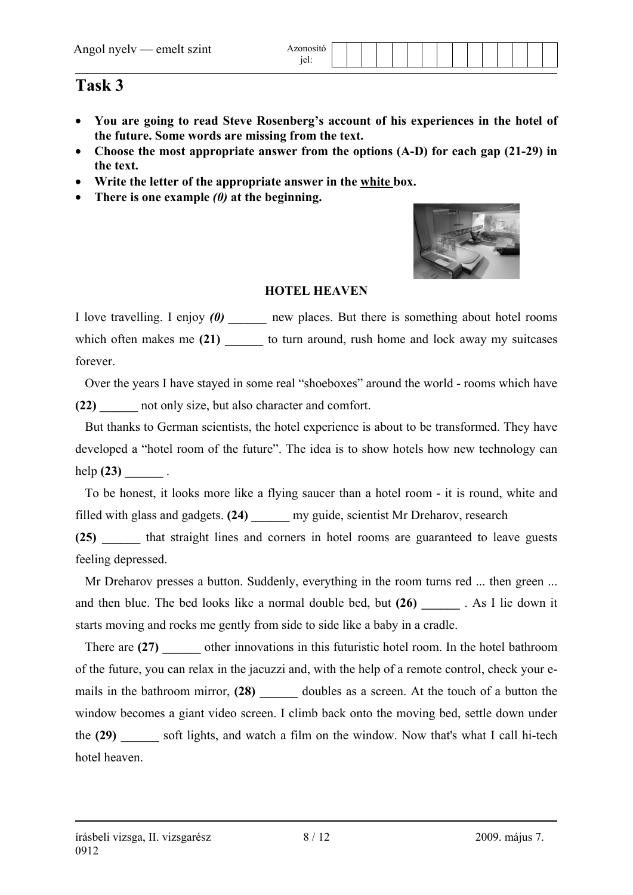# Task 3

- **You are going to read Steve Rosenberg's account of his experiences in the hotel of the future. Some words are missing from the text.**
- **Choose the most appropriate answer from the options (A-D) for each gap (21-29) in the text.**
- **Write the letter of the appropriate answer in the white box.**
- **There is one example *(0)* at the beginning.**

**HOTEL HEAVEN**

I love travelling. I enjoy ***(0)*** **______** new places. But there is something about hotel rooms which often makes me **(21) ______** to turn around, rush home and lock away my suitcases forever.

Over the years I have stayed in some real "shoeboxes" around the world - rooms which have **(22) ______** not only size, but also character and comfort.

But thanks to German scientists, the hotel experience is about to be transformed. They have developed a "hotel room of the future". The idea is to show hotels how new technology can help **(23) ______** .

To be honest, it looks more like a flying saucer than a hotel room - it is round, white and filled with glass and gadgets. **(24) ______** my guide, scientist Mr Dreharov, research **(25) ______** that straight lines and corners in hotel rooms are guaranteed to leave guests feeling depressed.

Mr Dreharov presses a button. Suddenly, everything in the room turns red ... then green ... and then blue. The bed looks like a normal double bed, but **(26) ______** . As I lie down it starts moving and rocks me gently from side to side like a baby in a cradle.

There are **(27) ______** other innovations in this futuristic hotel room. In the hotel bathroom of the future, you can relax in the jacuzzi and, with the help of a remote control, check your e-mails in the bathroom mirror, **(28) ______** doubles as a screen. At the touch of a button the window becomes a giant video screen. I climb back onto the moving bed, settle down under the **(29) ______** soft lights, and watch a film on the window. Now that's what I call hi-tech hotel heaven.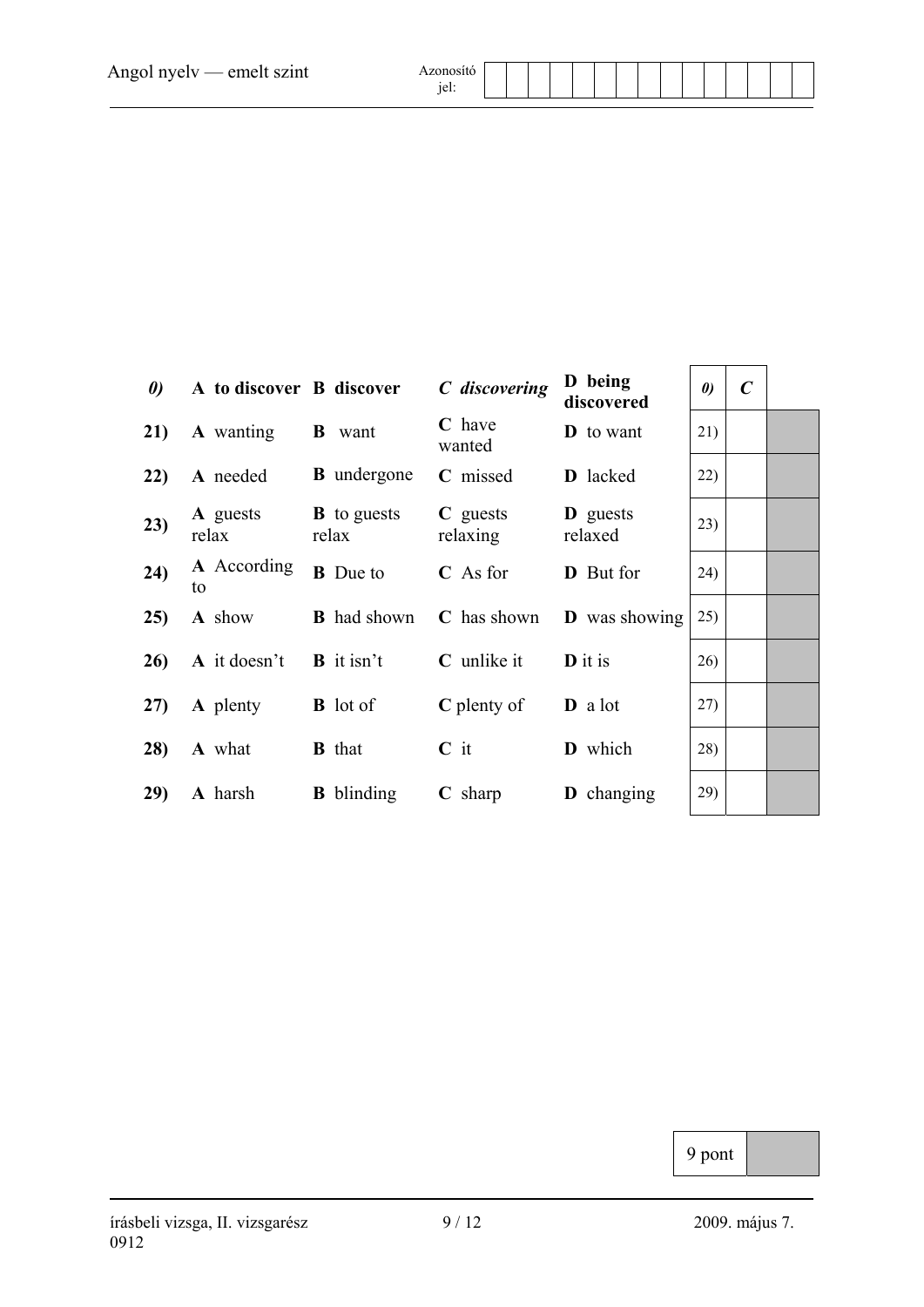| | A | B | C | D | | | |
|---|---|---|---|---|---|---|---|
| ***0)*** | **A to discover** | **B discover** | ***C discovering*** | **D being discovered** | ***0)*** | ***C*** | |
| **21)** | **A** wanting | **B** want | **C** have wanted | **D** to want | 21) | | |
| **22)** | **A** needed | **B** undergone | **C** missed | **D** lacked | 22) | | |
| **23)** | **A** guests relax | **B** to guests relax | **C** guests relaxing | **D** guests relaxed | 23) | | |
| **24)** | **A** According to | **B** Due to | **C** As for | **D** But for | 24) | | |
| **25)** | **A** show | **B** had shown | **C** has shown | **D** was showing | 25) | | |
| **26)** | **A** it doesn't | **B** it isn't | **C** unlike it | **D** it is | 26) | | |
| **27)** | **A** plenty | **B** lot of | **C** plenty of | **D** a lot | 27) | | |
| **28)** | **A** what | **B** that | **C** it | **D** which | 28) | | |
| **29)** | **A** harsh | **B** blinding | **C** sharp | **D** changing | 29) | | |

| 9 pont | |
|---|---|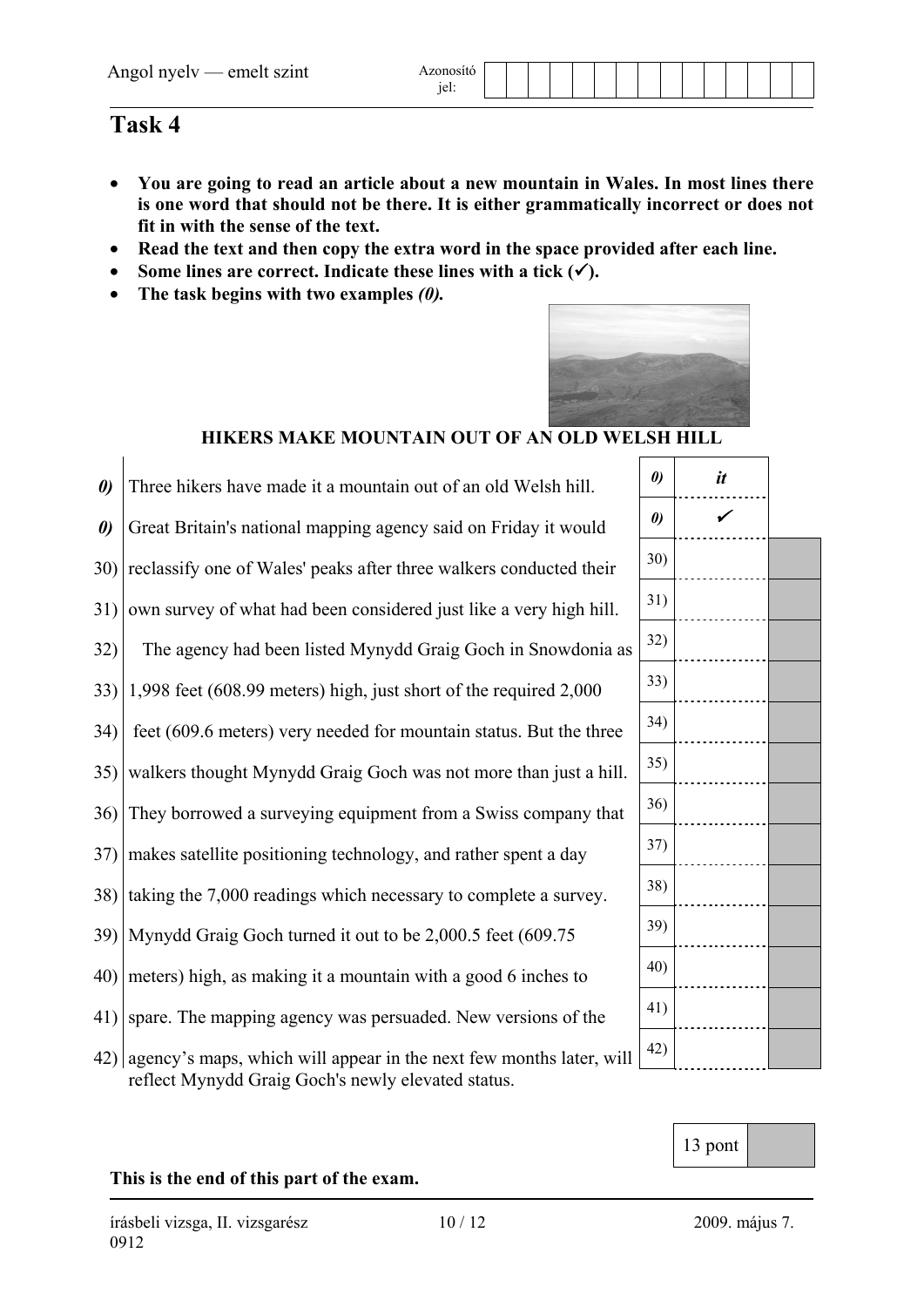# Task 4

- **You are going to read an article about a new mountain in Wales. In most lines there is one word that should not be there. It is either grammatically incorrect or does not fit in with the sense of the text.**
- **Read the text and then copy the extra word in the space provided after each line.**
- **Some lines are correct. Indicate these lines with a tick (✓).**
- **The task begins with two examples *(0).***

**HIKERS MAKE MOUNTAIN OUT OF AN OLD WELSH HILL**

| | Text | | Answer |
|---|---|---|---|
| *0)* | Three hikers have made it a mountain out of an old Welsh hill. | *0)* | ***it*** |
| *0)* | Great Britain's national mapping agency said on Friday it would | *0)* | ✓ |
| 30) | reclassify one of Wales' peaks after three walkers conducted their | 30) | |
| 31) | own survey of what had been considered just like a very high hill. | 31) | |
| 32) | The agency had been listed Mynydd Graig Goch in Snowdonia as | 32) | |
| 33) | 1,998 feet (608.99 meters) high, just short of the required 2,000 | 33) | |
| 34) | feet (609.6 meters) very needed for mountain status. But the three | 34) | |
| 35) | walkers thought Mynydd Graig Goch was not more than just a hill. | 35) | |
| 36) | They borrowed a surveying equipment from a Swiss company that | 36) | |
| 37) | makes satellite positioning technology, and rather spent a day | 37) | |
| 38) | taking the 7,000 readings which necessary to complete a survey. | 38) | |
| 39) | Mynydd Graig Goch turned it out to be 2,000.5 feet (609.75 | 39) | |
| 40) | meters) high, as making it a mountain with a good 6 inches to | 40) | |
| 41) | spare. The mapping agency was persuaded. New versions of the | 41) | |
| 42) | agency's maps, which will appear in the next few months later, will reflect Mynydd Graig Goch's newly elevated status. | 42) | |

13 pont

**This is the end of this part of the exam.**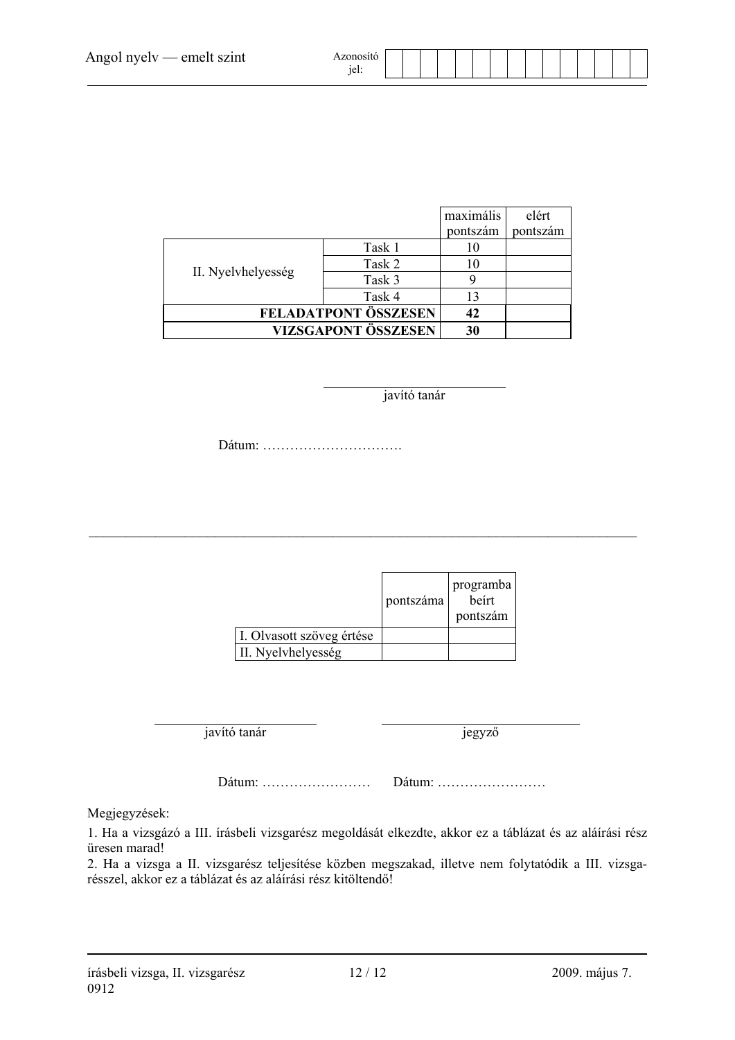| | | maximális pontszám | elért pontszám |
|---|---|---|---|
| II. Nyelvhelyesség | Task 1 | 10 | |
| | Task 2 | 10 | |
| | Task 3 | 9 | |
| | Task 4 | 13 | |
| **FELADATPONT ÖSSZESEN** | | **42** | |
| **VIZSGAPONT ÖSSZESEN** | | **30** | |

javító tanár

Dátum: ………………………….

| | pontszáma | programba beírt pontszám |
|---|---|---|
| I. Olvasott szöveg értése | | |
| II. Nyelvhelyesség | | |

javító tanár — jegyző

Dátum: …………………… Dátum: ……………………

Megjegyzések:

1. Ha a vizsgázó a III. írásbeli vizsgarész megoldását elkezdte, akkor ez a táblázat és az aláírási rész üresen marad!
2. Ha a vizsga a II. vizsgarész teljesítése közben megszakad, illetve nem folytatódik a III. vizsgarésszel, akkor ez a táblázat és az aláírási rész kitöltendő!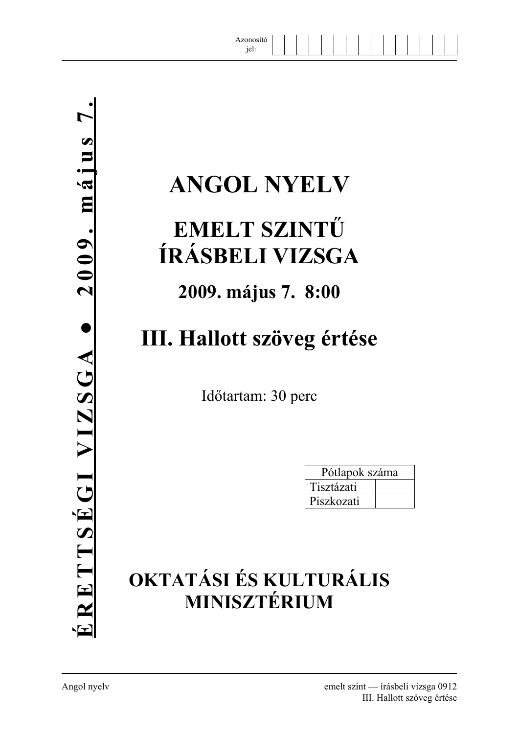Azonosító jel:

| | | | | | | | | | | | | | | |
|---|---|---|---|---|---|---|---|---|---|---|---|---|---|---|
| | | | | | | | | | | | | | | |

**ÉRETTSÉGI VIZSGA • 2009. május 7.**

# ANGOL NYELV

# EMELT SZINTŰ ÍRÁSBELI VIZSGA

## 2009. május 7. 8:00

# III. Hallott szöveg értése

Időtartam: 30 perc

| Pótlapok száma | |
|---|---|
| Tisztázati | |
| Piszkozati | |

## OKTATÁSI ÉS KULTURÁLIS MINISZTÉRIUM

Angol nyelv — emelt szint — írásbeli vizsga 0912

III. Hallott szöveg értése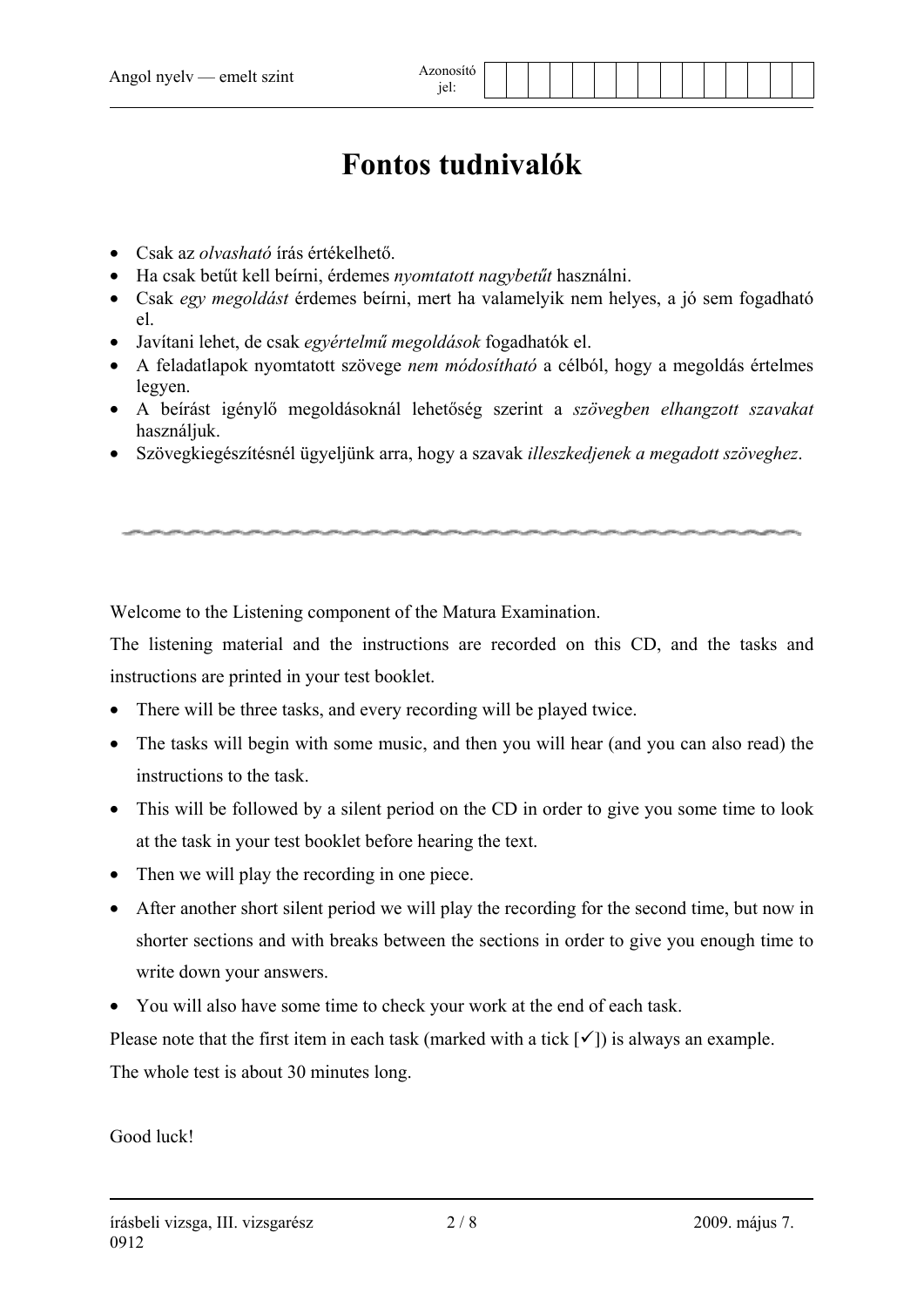# Fontos tudnivalók

- Csak az *olvasható* írás értékelhető.
- Ha csak betűt kell beírni, érdemes *nyomtatott nagybetűt* használni.
- Csak *egy megoldást* érdemes beírni, mert ha valamelyik nem helyes, a jó sem fogadható el.
- Javítani lehet, de csak *egyértelmű megoldások* fogadhatók el.
- A feladatlapok nyomtatott szövege *nem módosítható* a célból, hogy a megoldás értelmes legyen.
- A beírást igénylő megoldásoknál lehetőség szerint a *szövegben elhangzott szavakat* használjuk.
- Szövegkiegészítésnél ügyeljünk arra, hogy a szavak *illeszkedjenek a megadott szöveghez*.

---

Welcome to the Listening component of the Matura Examination.

The listening material and the instructions are recorded on this CD, and the tasks and instructions are printed in your test booklet.

- There will be three tasks, and every recording will be played twice.
- The tasks will begin with some music, and then you will hear (and you can also read) the instructions to the task.
- This will be followed by a silent period on the CD in order to give you some time to look at the task in your test booklet before hearing the text.
- Then we will play the recording in one piece.
- After another short silent period we will play the recording for the second time, but now in shorter sections and with breaks between the sections in order to give you enough time to write down your answers.
- You will also have some time to check your work at the end of each task.

Please note that the first item in each task (marked with a tick [✓]) is always an example.

The whole test is about 30 minutes long.

Good luck!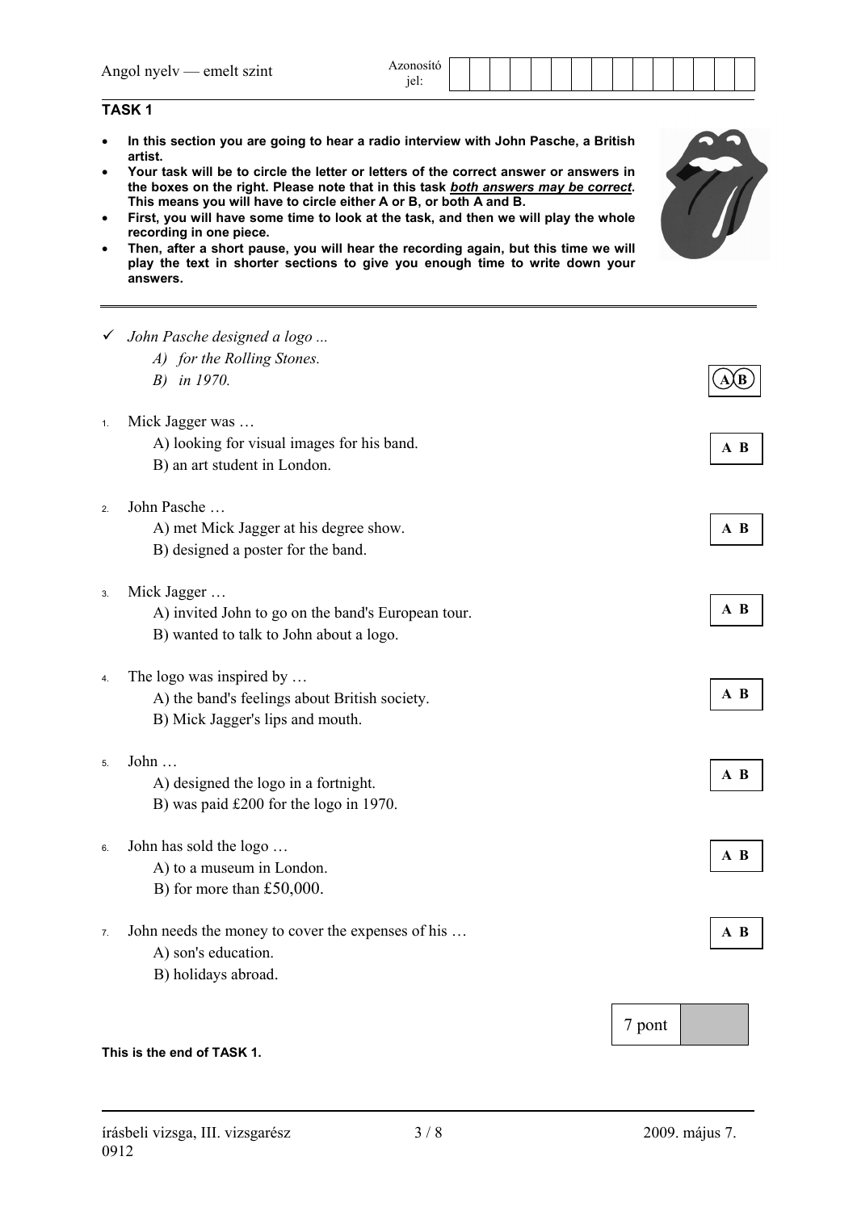## TASK 1

- **In this section you are going to hear a radio interview with John Pasche, a British artist.**
- **Your task will be to circle the letter or letters of the correct answer or answers in the boxes on the right. Please note that in this task *both answers may be correct*. This means you will have to circle either A or B, or both A and B.**
- **First, you will have some time to look at the task, and then we will play the whole recording in one piece.**
- **Then, after a short pause, you will hear the recording again, but this time we will play the text in shorter sections to give you enough time to write down your answers.**

---

✓ *John Pasche designed a logo ...*
  *A) for the Rolling Stones.*
  *B) in 1970.* — **(A) (B)**

1. Mick Jagger was …
   A) looking for visual images for his band.
   B) an art student in London. — **A B**

2. John Pasche …
   A) met Mick Jagger at his degree show.
   B) designed a poster for the band. — **A B**

3. Mick Jagger …
   A) invited John to go on the band's European tour.
   B) wanted to talk to John about a logo. — **A B**

4. The logo was inspired by …
   A) the band's feelings about British society.
   B) Mick Jagger's lips and mouth. — **A B**

5. John …
   A) designed the logo in a fortnight.
   B) was paid £200 for the logo in 1970. — **A B**

6. John has sold the logo …
   A) to a museum in London.
   B) for more than £50,000. — **A B**

7. John needs the money to cover the expenses of his …
   A) son's education.
   B) holidays abroad. — **A B**

| 7 pont | |
|---|---|

**This is the end of TASK 1.**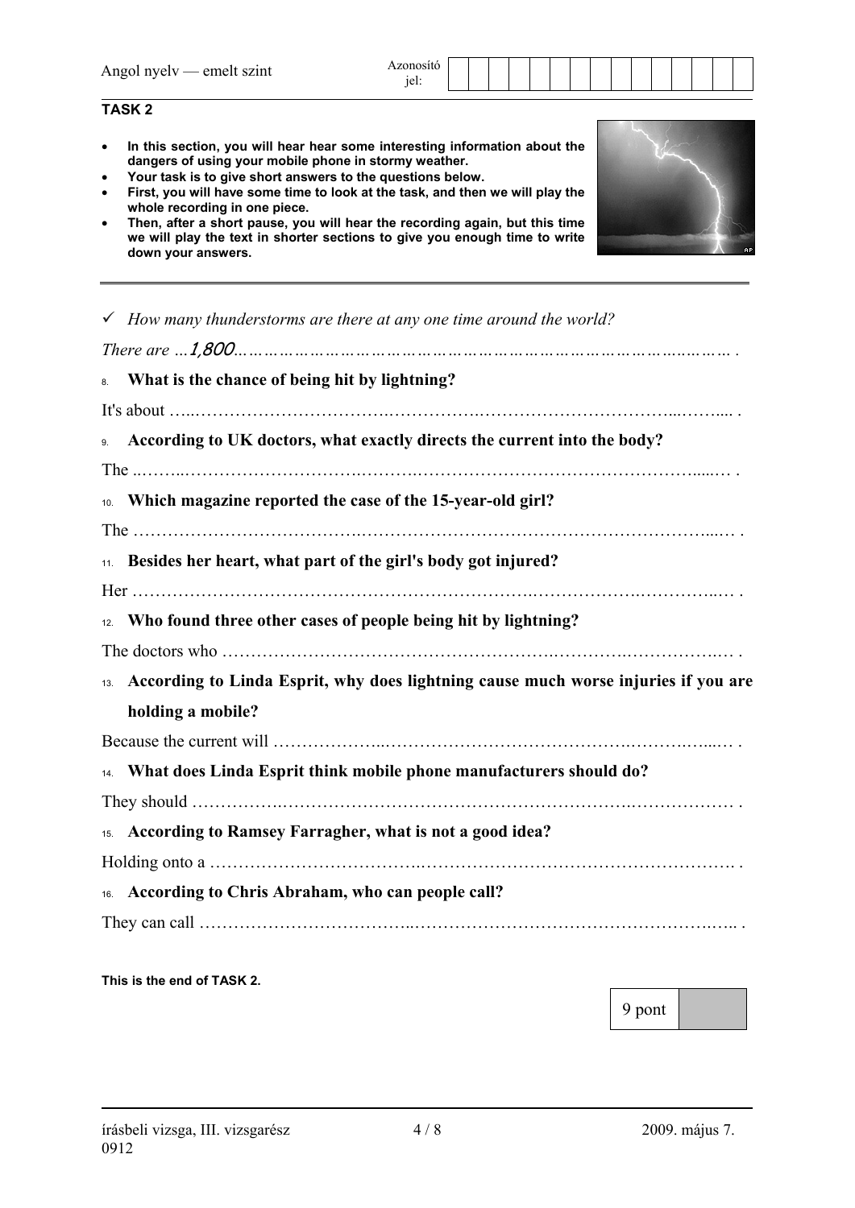**TASK 2**

- **In this section, you will hear hear some interesting information about the dangers of using your mobile phone in stormy weather.**
- **Your task is to give short answers to the questions below.**
- **First, you will have some time to look at the task, and then we will play the whole recording in one piece.**
- **Then, after a short pause, you will hear the recording again, but this time we will play the text in shorter sections to give you enough time to write down your answers.**

---

✓ *How many thunderstorms are there at any one time around the world?*

*There are …1,800………………………………………………………………………………… .*

8. **What is the chance of being hit by lightning?**

It's about ……………………………………………………………………………………………… .

9. **According to UK doctors, what exactly directs the current into the body?**

The ……………………………………………………………………………………………………… .

10. **Which magazine reported the case of the 15-year-old girl?**

The ……………………………………………………………………………………………………… .

11. **Besides her heart, what part of the girl's body got injured?**

Her ……………………………………………………………………………………………………… .

12. **Who found three other cases of people being hit by lightning?**

The doctors who ………………………………………………………………………………………… .

13. **According to Linda Esprit, why does lightning cause much worse injuries if you are holding a mobile?**

Because the current will ………………………………………………………………………………… .

14. **What does Linda Esprit think mobile phone manufacturers should do?**

They should ……………………………………………………………………………………………… .

15. **According to Ramsey Farragher, what is not a good idea?**

Holding onto a …………………………………………………………………………………………… .

16. **According to Chris Abraham, who can people call?**

They can call ……………………………………………………………………………………………… .

**This is the end of TASK 2.**

| 9 pont | |
|---|---|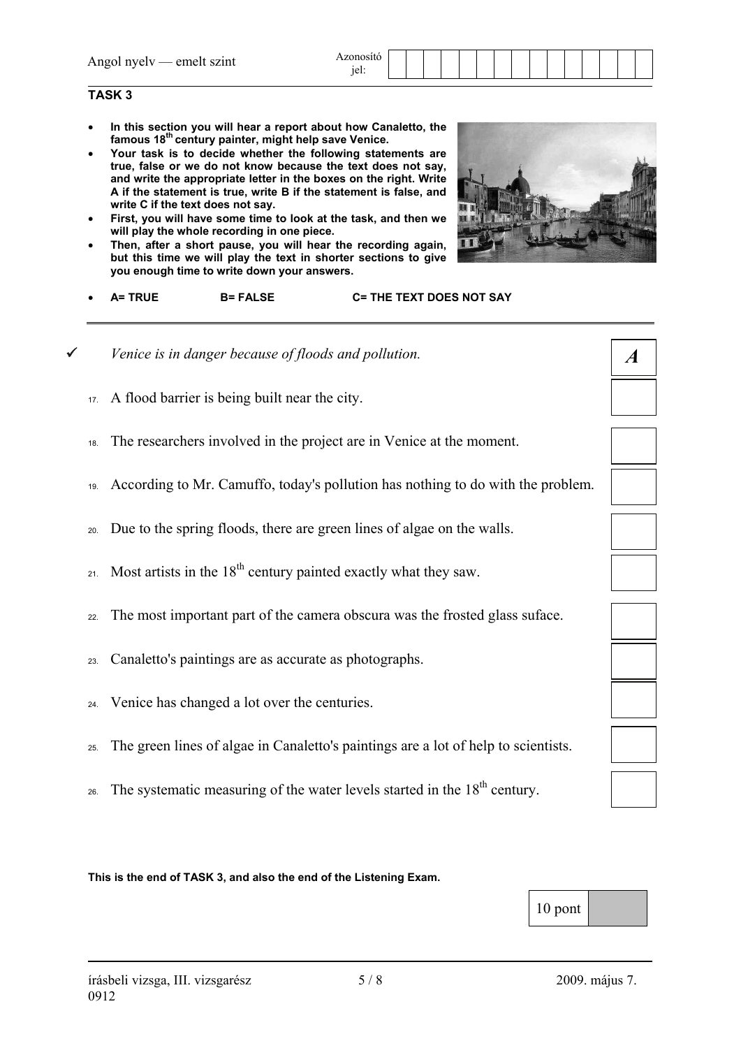## TASK 3

- **In this section you will hear a report about how Canaletto, the famous 18th century painter, might help save Venice.**
- **Your task is to decide whether the following statements are true, false or we do not know because the text does not say, and write the appropriate letter in the boxes on the right. Write A if the statement is true, write B if the statement is false, and write C if the text does not say.**
- **First, you will have some time to look at the task, and then we will play the whole recording in one piece.**
- **Then, after a short pause, you will hear the recording again, but this time we will play the text in shorter sections to give you enough time to write down your answers.**
- **A= TRUE B= FALSE C= THE TEXT DOES NOT SAY**

---

✓ *Venice is in danger because of floods and pollution.* | ***A***

17. A flood barrier is being built near the city.
18. The researchers involved in the project are in Venice at the moment.
19. According to Mr. Camuffo, today's pollution has nothing to do with the problem.
20. Due to the spring floods, there are green lines of algae on the walls.
21. Most artists in the 18th century painted exactly what they saw.
22. The most important part of the camera obscura was the frosted glass suface.
23. Canaletto's paintings are as accurate as photographs.
24. Venice has changed a lot over the centuries.
25. The green lines of algae in Canaletto's paintings are a lot of help to scientists.
26. The systematic measuring of the water levels started in the 18th century.

**This is the end of TASK 3, and also the end of the Listening Exam.**

| 10 pont | |
|---|---|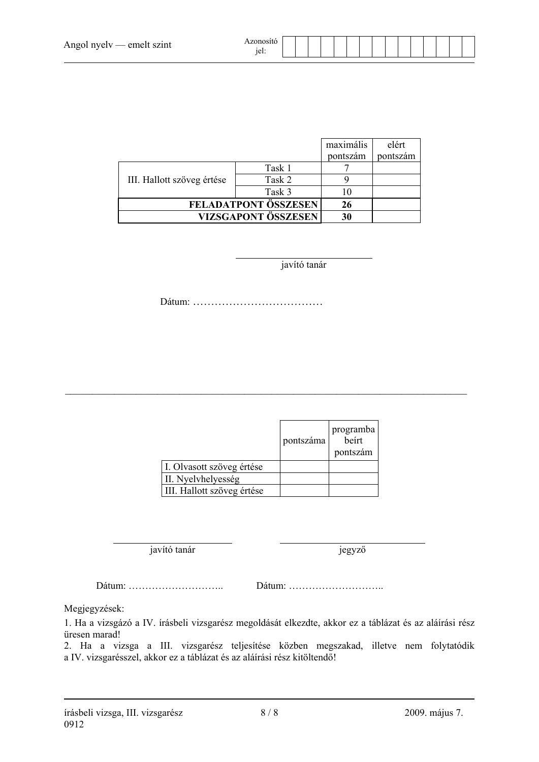| | | maximális pontszám | elért pontszám |
|---|---|---|---|
| III. Hallott szöveg értése | Task 1 | 7 | |
| | Task 2 | 9 | |
| | Task 3 | 10 | |
| **FELADATPONT ÖSSZESEN** | | **26** | |
| **VIZSGAPONT ÖSSZESEN** | | **30** | |

javító tanár

Dátum: ………………………………

---

| | pontszáma | programba beírt pontszám |
|---|---|---|
| I. Olvasott szöveg értése | | |
| II. Nyelvhelyesség | | |
| III. Hallott szöveg értése | | |

javító tanár | jegyző

Dátum: ……………………….. Dátum: ………………………..

Megjegyzések:

1. Ha a vizsgázó a IV. írásbeli vizsgarész megoldását elkezdte, akkor ez a táblázat és az aláírási rész üresen marad!
2. Ha a vizsga a III. vizsgarész teljesítése közben megszakad, illetve nem folytatódik a IV. vizsgarésszel, akkor ez a táblázat és az aláírási rész kitöltendő!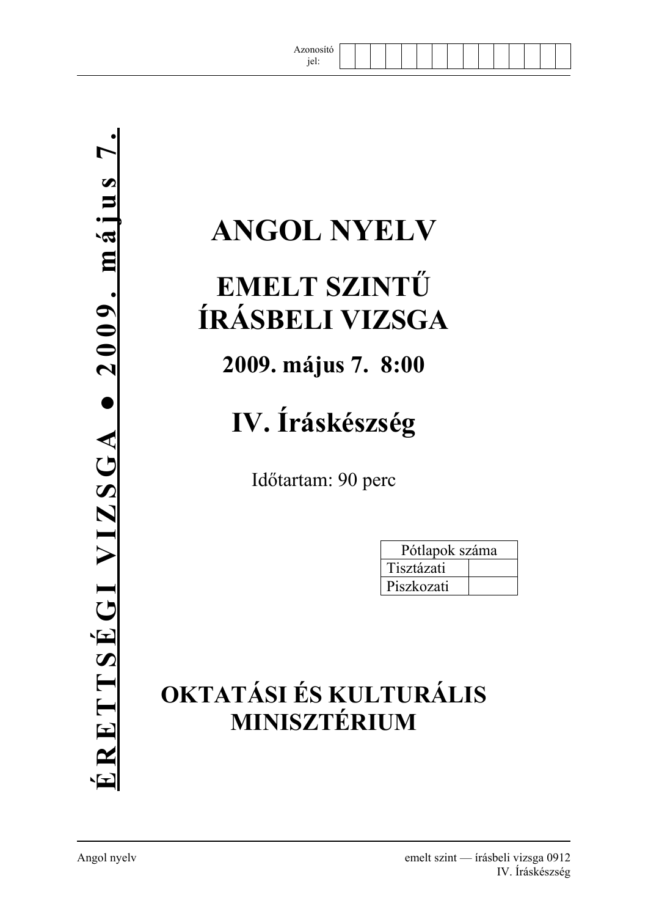Azonosító jel:

**ÉRETTSÉGI VIZSGA • 2009. május 7.**

# ANGOL NYELV

# EMELT SZINTŰ ÍRÁSBELI VIZSGA

## 2009. május 7. 8:00

# IV. Íráskészség

Időtartam: 90 perc

| Pótlapok száma | |
|---|---|
| Tisztázati | |
| Piszkozati | |

## OKTATÁSI ÉS KULTURÁLIS MINISZTÉRIUM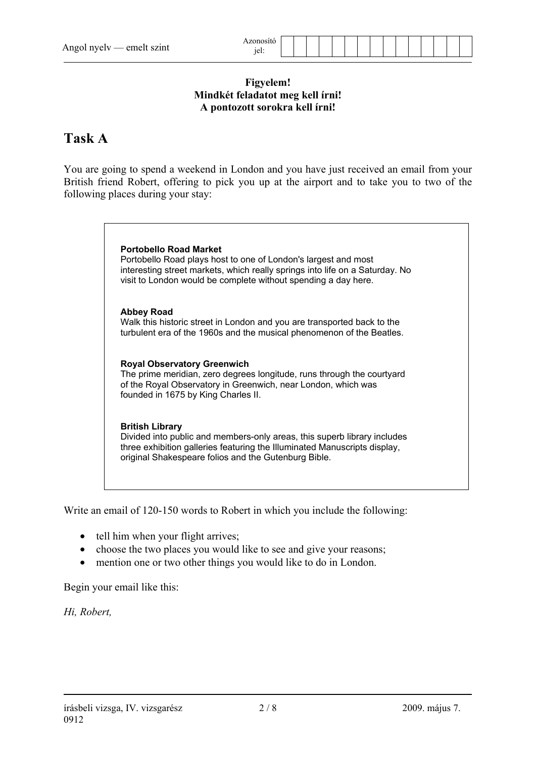**Figyelem!**
**Mindkét feladatot meg kell írni!**
**A pontozott sorokra kell írni!**

# Task A

You are going to spend a weekend in London and you have just received an email from your British friend Robert, offering to pick you up at the airport and to take you to two of the following places during your stay:

> **Portobello Road Market**
> Portobello Road plays host to one of London's largest and most interesting street markets, which really springs into life on a Saturday. No visit to London would be complete without spending a day here.
>
> **Abbey Road**
> Walk this historic street in London and you are transported back to the turbulent era of the 1960s and the musical phenomenon of the Beatles.
>
> **Royal Observatory Greenwich**
> The prime meridian, zero degrees longitude, runs through the courtyard of the Royal Observatory in Greenwich, near London, which was founded in 1675 by King Charles II.
>
> **British Library**
> Divided into public and members-only areas, this superb library includes three exhibition galleries featuring the Illuminated Manuscripts display, original Shakespeare folios and the Gutenburg Bible.

Write an email of 120-150 words to Robert in which you include the following:

- tell him when your flight arrives;
- choose the two places you would like to see and give your reasons;
- mention one or two other things you would like to do in London.

Begin your email like this:

*Hi, Robert,*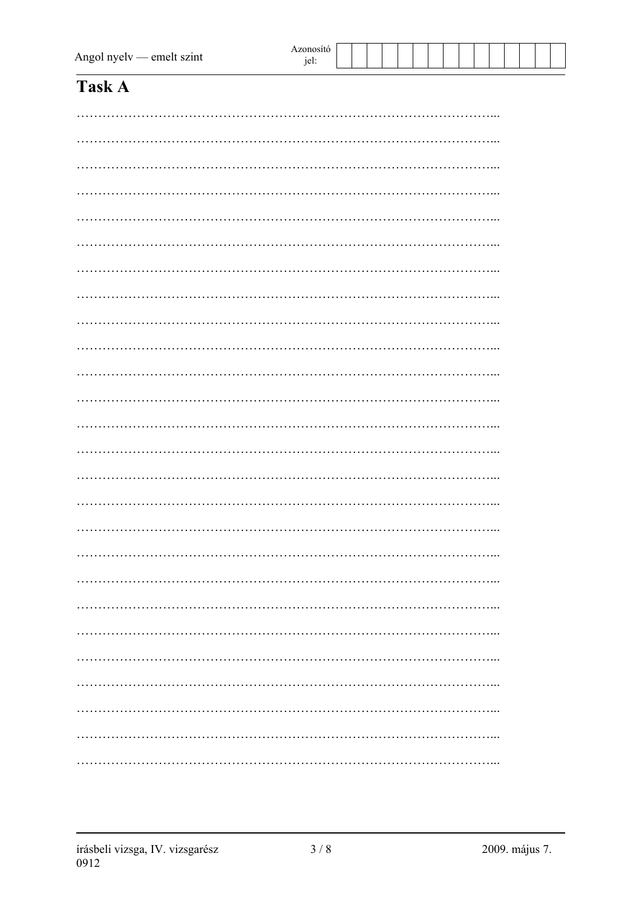## Task A

……………………………………………………………………………………...

……………………………………………………………………………………...

……………………………………………………………………………………...

……………………………………………………………………………………...

……………………………………………………………………………………...

……………………………………………………………………………………...

……………………………………………………………………………………...

……………………………………………………………………………………...

……………………………………………………………………………………...

……………………………………………………………………………………...

……………………………………………………………………………………...

……………………………………………………………………………………...

……………………………………………………………………………………...

……………………………………………………………………………………...

……………………………………………………………………………………...

……………………………………………………………………………………...

……………………………………………………………………………………...

……………………………………………………………………………………...

……………………………………………………………………………………...

……………………………………………………………………………………...

……………………………………………………………………………………...

……………………………………………………………………………………...

……………………………………………………………………………………...

……………………………………………………………………………………...

……………………………………………………………………………………...

……………………………………………………………………………………...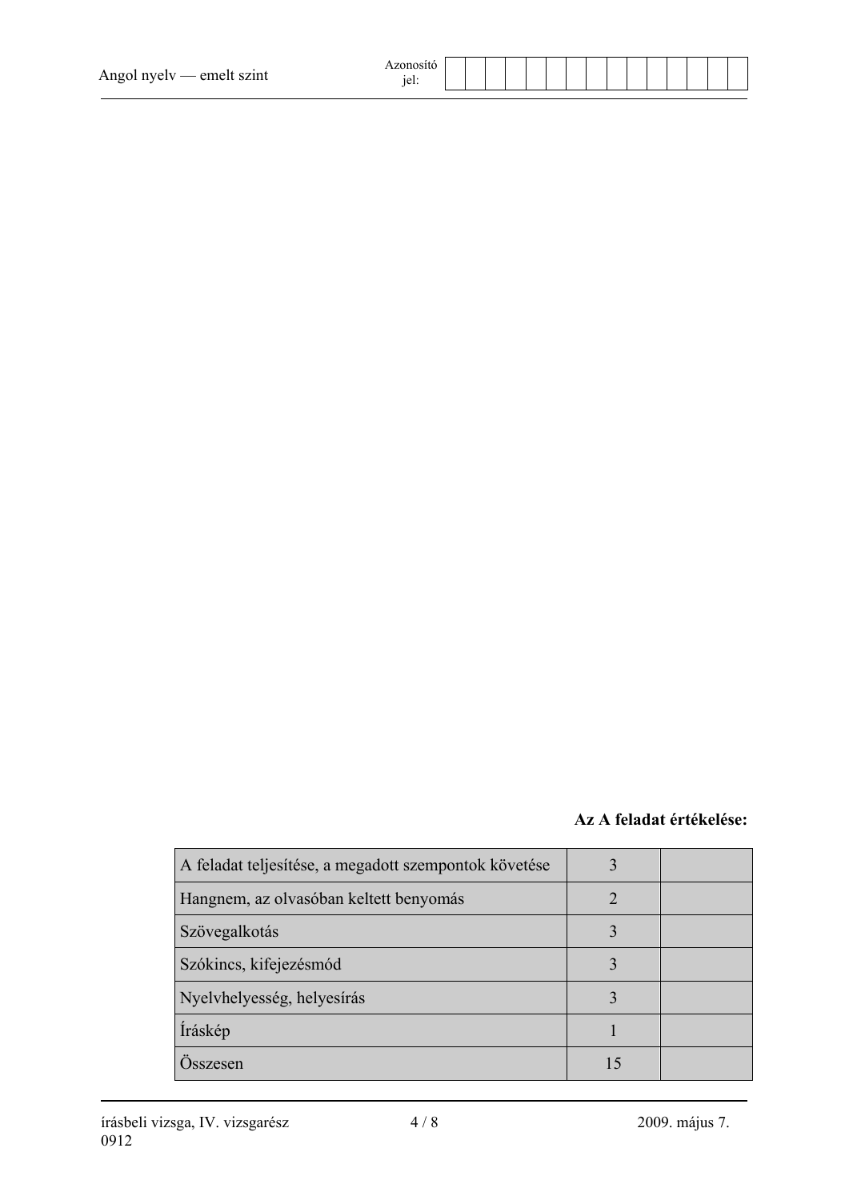**Az A feladat értékelése:**

| | | |
|---|---|---|
| A feladat teljesítése, a megadott szempontok követése | 3 | |
| Hangnem, az olvasóban keltett benyomás | 2 | |
| Szövegalkotás | 3 | |
| Szókincs, kifejezésmód | 3 | |
| Nyelvhelyesség, helyesírás | 3 | |
| Íráskép | 1 | |
| Összesen | 15 | |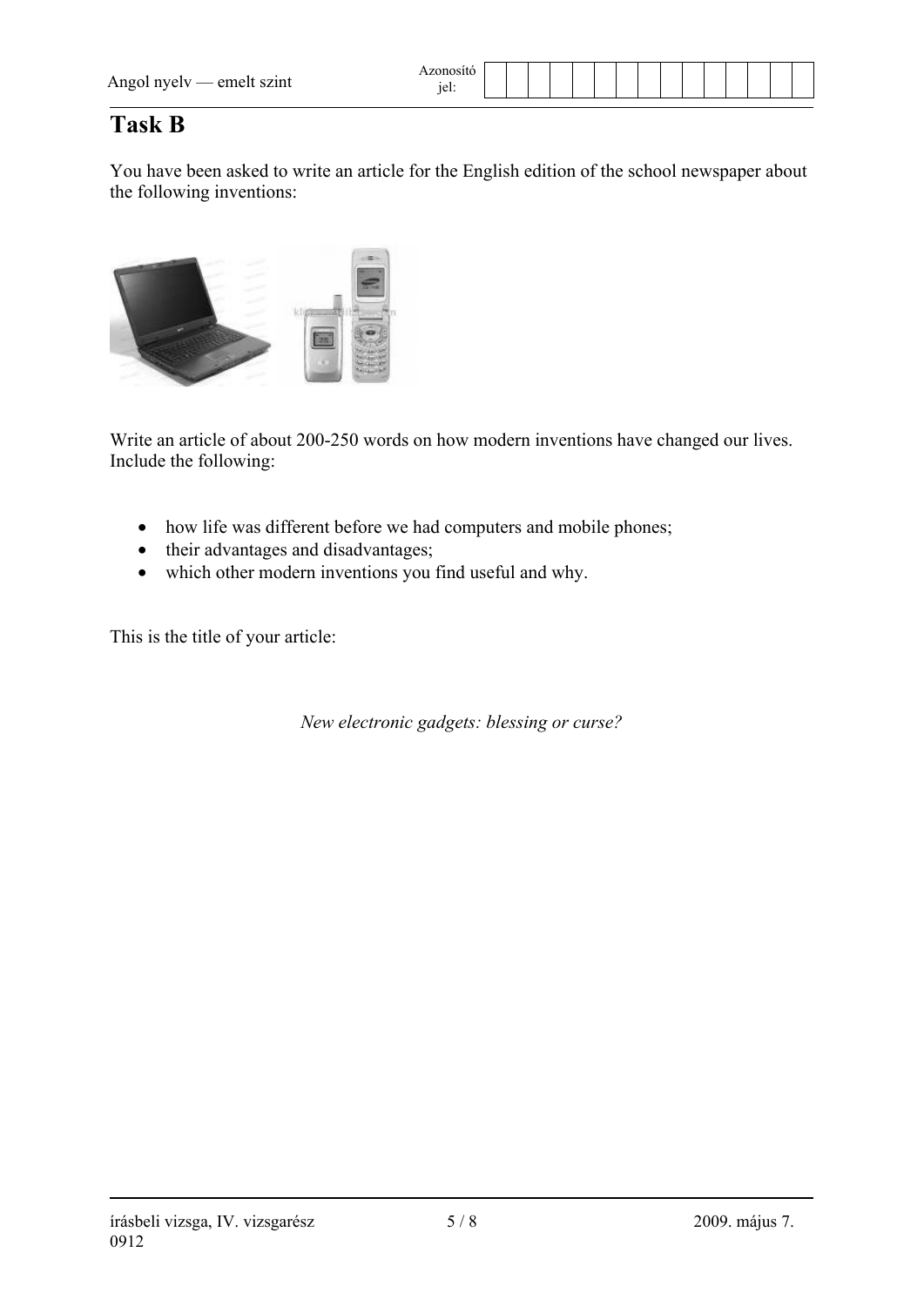## Task B

You have been asked to write an article for the English edition of the school newspaper about the following inventions:

Write an article of about 200-250 words on how modern inventions have changed our lives. Include the following:

- how life was different before we had computers and mobile phones;
- their advantages and disadvantages;
- which other modern inventions you find useful and why.

This is the title of your article:

*New electronic gadgets: blessing or curse?*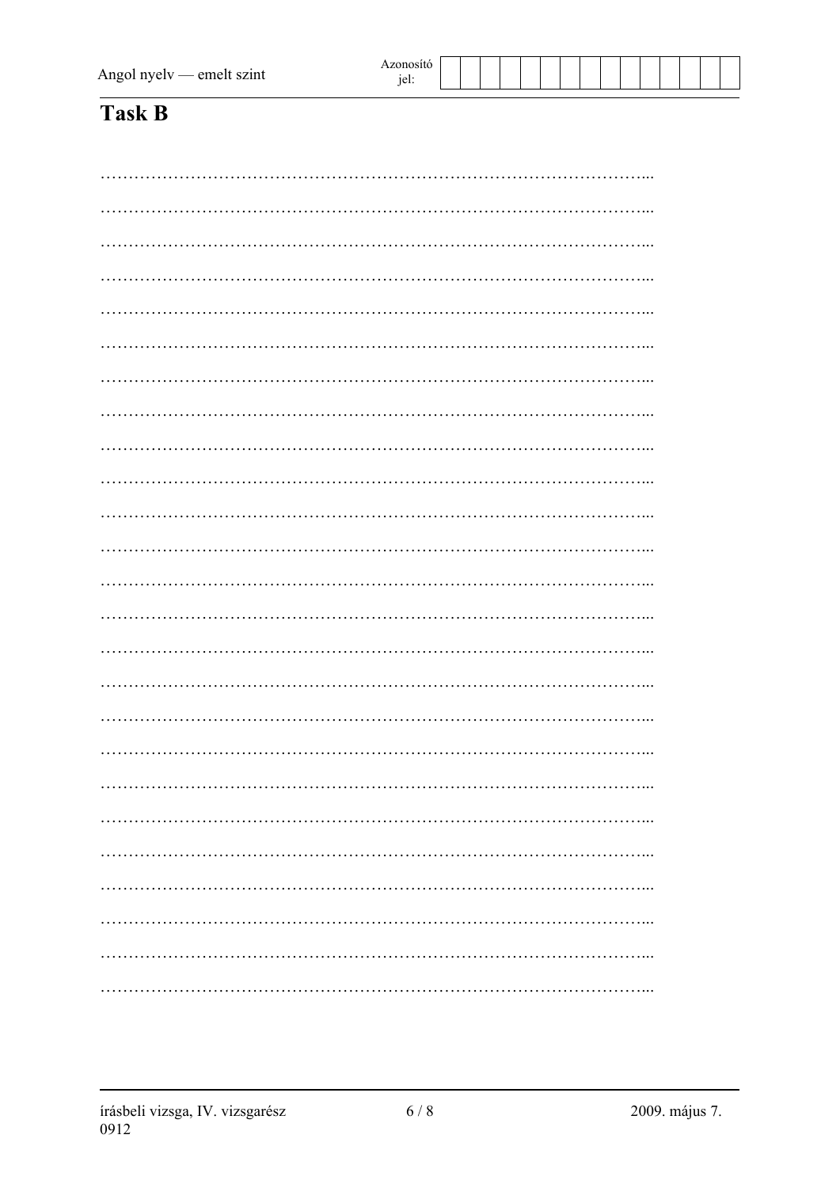# Task B

……………………………………………………………………………………...

……………………………………………………………………………………...

……………………………………………………………………………………...

……………………………………………………………………………………...

……………………………………………………………………………………...

……………………………………………………………………………………...

……………………………………………………………………………………...

……………………………………………………………………………………...

……………………………………………………………………………………...

……………………………………………………………………………………...

……………………………………………………………………………………...

……………………………………………………………………………………...

……………………………………………………………………………………...

……………………………………………………………………………………...

……………………………………………………………………………………...

……………………………………………………………………………………...

……………………………………………………………………………………...

……………………………………………………………………………………...

……………………………………………………………………………………...

……………………………………………………………………………………...

……………………………………………………………………………………...

……………………………………………………………………………………...

……………………………………………………………………………………...

……………………………………………………………………………………...

……………………………………………………………………………………...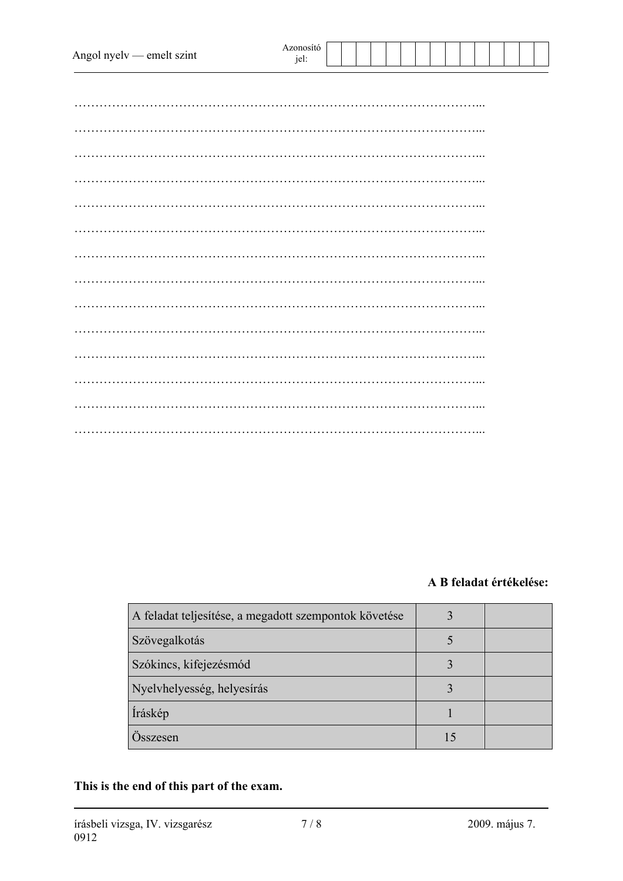……………………………………………………………………………………...

……………………………………………………………………………………...

……………………………………………………………………………………...

……………………………………………………………………………………...

……………………………………………………………………………………...

……………………………………………………………………………………...

……………………………………………………………………………………...

……………………………………………………………………………………...

……………………………………………………………………………………...

……………………………………………………………………………………...

……………………………………………………………………………………...

……………………………………………………………………………………...

……………………………………………………………………………………...

……………………………………………………………………………………...

**A B feladat értékelése:**

| | | |
|---|---|---|
| A feladat teljesítése, a megadott szempontok követése | 3 | |
| Szövegalkotás | 5 | |
| Szókincs, kifejezésmód | 3 | |
| Nyelvhelyesség, helyesírás | 3 | |
| Íráskép | 1 | |
| Összesen | 15 | |

**This is the end of this part of the exam.**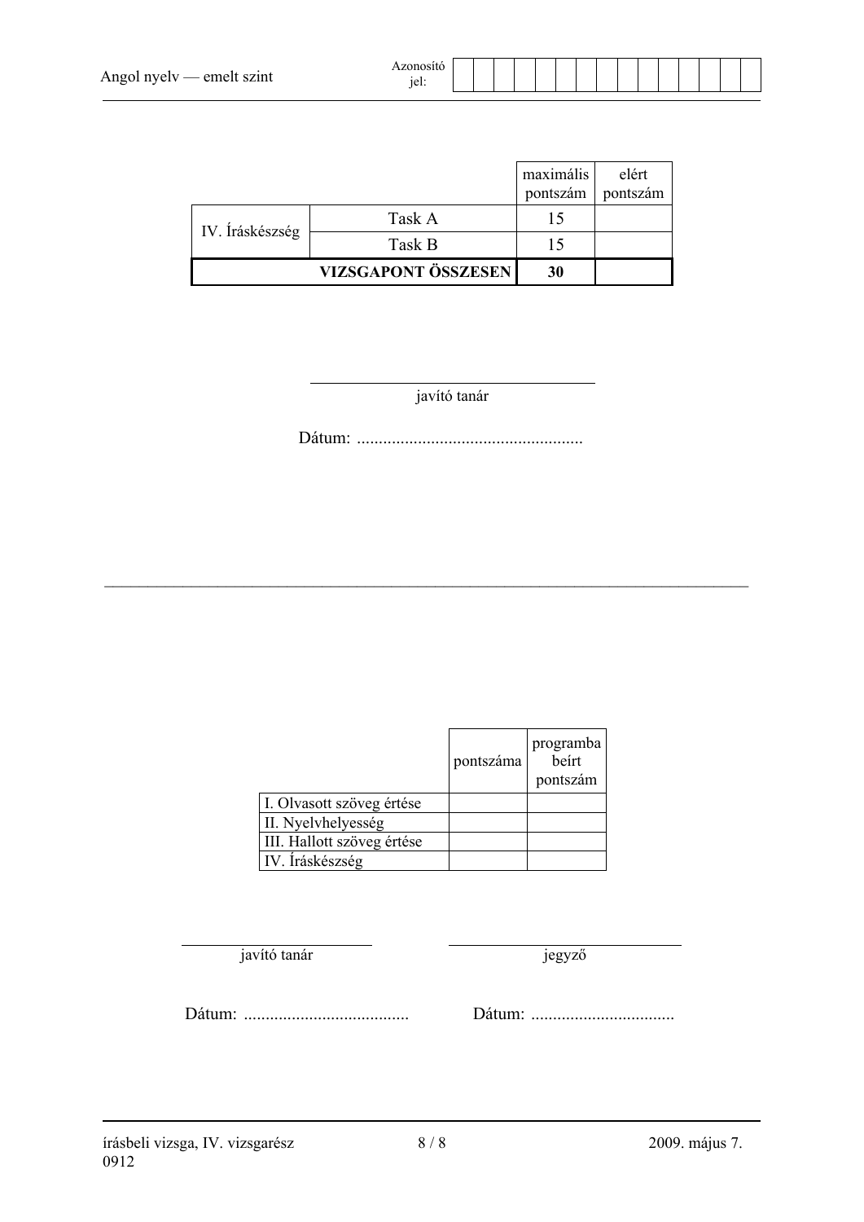| | | maximális pontszám | elért pontszám |
|---|---|---|---|
| IV. Íráskészség | Task A | 15 | |
| | Task B | 15 | |
| VIZSGAPONT ÖSSZESEN | | 30 | |

javító tanár

Dátum: ....................................................

| | pontszáma | programba beírt pontszám |
|---|---|---|
| I. Olvasott szöveg értése | | |
| II. Nyelvhelyesség | | |
| III. Hallott szöveg értése | | |
| IV. Íráskészség | | |

javító tanár

jegyző

Dátum: ......................................

Dátum: .................................